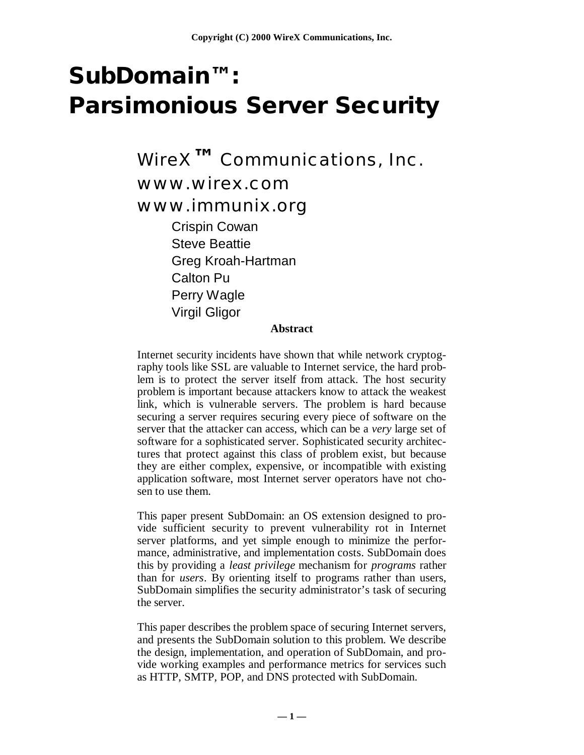Copyright (C) 2000 WireX Communications, Inc.

# SubDomain™: Parsimonious Server Security

WireX™ Communications, Inc.
www.wirex.com
www.immunix.org

Crispin Cowan
Steve Beattie
Greg Kroah-Hartman
Calton Pu
Perry Wagle
Virgil Gligor

**Abstract**

Internet security incidents have shown that while network cryptography tools like SSL are valuable to Internet service, the hard problem is to protect the server itself from attack. The host security problem is important because attackers know to attack the weakest link, which is vulnerable servers. The problem is hard because securing a server requires securing every piece of software on the server that the attacker can access, which can be a *very* large set of software for a sophisticated server. Sophisticated security architectures that protect against this class of problem exist, but because they are either complex, expensive, or incompatible with existing application software, most Internet server operators have not chosen to use them.

This paper present SubDomain: an OS extension designed to provide sufficient security to prevent vulnerability rot in Internet server platforms, and yet simple enough to minimize the performance, administrative, and implementation costs. SubDomain does this by providing a *least privilege* mechanism for *programs* rather than for *users*. By orienting itself to programs rather than users, SubDomain simplifies the security administrator's task of securing the server.

This paper describes the problem space of securing Internet servers, and presents the SubDomain solution to this problem. We describe the design, implementation, and operation of SubDomain, and provide working examples and performance metrics for services such as HTTP, SMTP, POP, and DNS protected with SubDomain.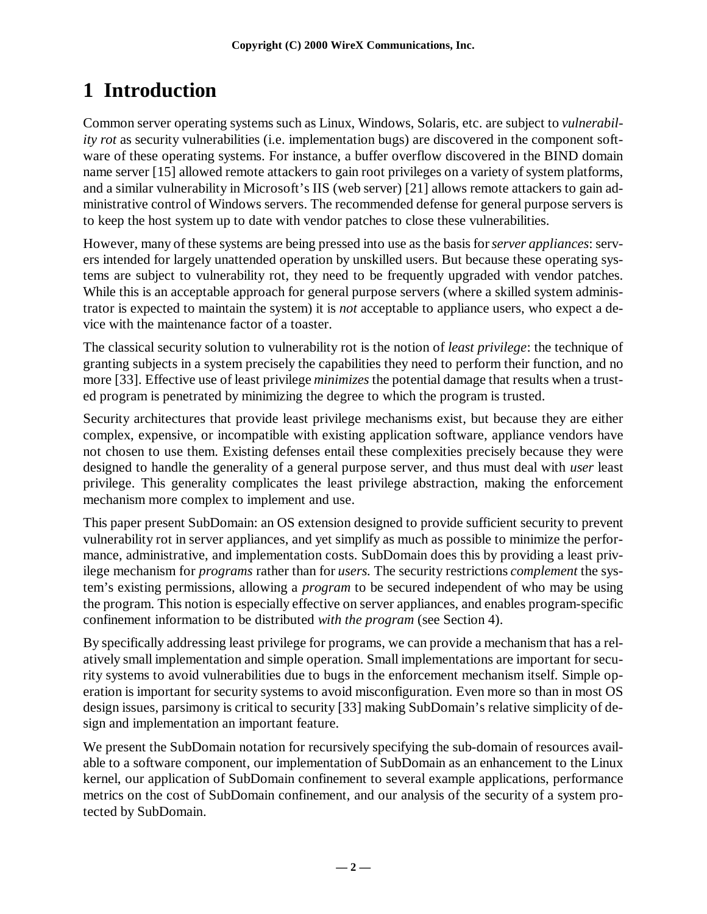# 1 Introduction

Common server operating systems such as Linux, Windows, Solaris, etc. are subject to *vulnerability rot* as security vulnerabilities (i.e. implementation bugs) are discovered in the component software of these operating systems. For instance, a buffer overflow discovered in the BIND domain name server [15] allowed remote attackers to gain root privileges on a variety of system platforms, and a similar vulnerability in Microsoft's IIS (web server) [21] allows remote attackers to gain administrative control of Windows servers. The recommended defense for general purpose servers is to keep the host system up to date with vendor patches to close these vulnerabilities.

However, many of these systems are being pressed into use as the basis for *server appliances*: servers intended for largely unattended operation by unskilled users. But because these operating systems are subject to vulnerability rot, they need to be frequently upgraded with vendor patches. While this is an acceptable approach for general purpose servers (where a skilled system administrator is expected to maintain the system) it is *not* acceptable to appliance users, who expect a device with the maintenance factor of a toaster.

The classical security solution to vulnerability rot is the notion of *least privilege*: the technique of granting subjects in a system precisely the capabilities they need to perform their function, and no more [33]. Effective use of least privilege *minimizes* the potential damage that results when a trusted program is penetrated by minimizing the degree to which the program is trusted.

Security architectures that provide least privilege mechanisms exist, but because they are either complex, expensive, or incompatible with existing application software, appliance vendors have not chosen to use them. Existing defenses entail these complexities precisely because they were designed to handle the generality of a general purpose server, and thus must deal with *user* least privilege. This generality complicates the least privilege abstraction, making the enforcement mechanism more complex to implement and use.

This paper present SubDomain: an OS extension designed to provide sufficient security to prevent vulnerability rot in server appliances, and yet simplify as much as possible to minimize the performance, administrative, and implementation costs. SubDomain does this by providing a least privilege mechanism for *programs* rather than for *users.* The security restrictions *complement* the system's existing permissions, allowing a *program* to be secured independent of who may be using the program. This notion is especially effective on server appliances, and enables program-specific confinement information to be distributed *with the program* (see Section 4).

By specifically addressing least privilege for programs, we can provide a mechanism that has a relatively small implementation and simple operation. Small implementations are important for security systems to avoid vulnerabilities due to bugs in the enforcement mechanism itself. Simple operation is important for security systems to avoid misconfiguration. Even more so than in most OS design issues, parsimony is critical to security [33] making SubDomain's relative simplicity of design and implementation an important feature.

We present the SubDomain notation for recursively specifying the sub-domain of resources available to a software component, our implementation of SubDomain as an enhancement to the Linux kernel, our application of SubDomain confinement to several example applications, performance metrics on the cost of SubDomain confinement, and our analysis of the security of a system protected by SubDomain.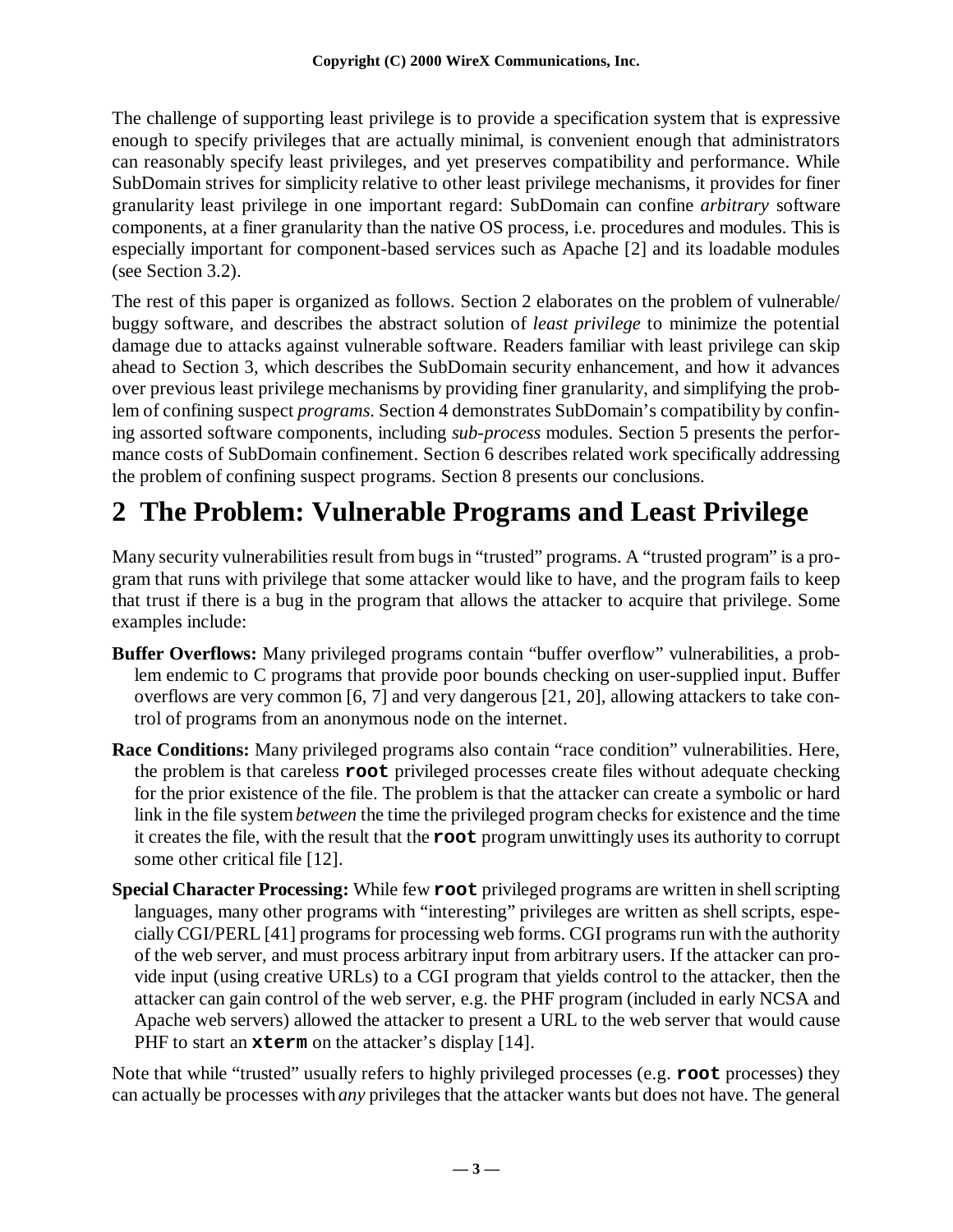The challenge of supporting least privilege is to provide a specification system that is expressive enough to specify privileges that are actually minimal, is convenient enough that administrators can reasonably specify least privileges, and yet preserves compatibility and performance. While SubDomain strives for simplicity relative to other least privilege mechanisms, it provides for finer granularity least privilege in one important regard: SubDomain can confine *arbitrary* software components, at a finer granularity than the native OS process, i.e. procedures and modules. This is especially important for component-based services such as Apache [2] and its loadable modules (see Section 3.2).

The rest of this paper is organized as follows. Section 2 elaborates on the problem of vulnerable/buggy software, and describes the abstract solution of *least privilege* to minimize the potential damage due to attacks against vulnerable software. Readers familiar with least privilege can skip ahead to Section 3, which describes the SubDomain security enhancement, and how it advances over previous least privilege mechanisms by providing finer granularity, and simplifying the problem of confining suspect *programs*. Section 4 demonstrates SubDomain's compatibility by confining assorted software components, including *sub-process* modules. Section 5 presents the performance costs of SubDomain confinement. Section 6 describes related work specifically addressing the problem of confining suspect programs. Section 8 presents our conclusions.

# 2 The Problem: Vulnerable Programs and Least Privilege

Many security vulnerabilities result from bugs in "trusted" programs. A "trusted program" is a program that runs with privilege that some attacker would like to have, and the program fails to keep that trust if there is a bug in the program that allows the attacker to acquire that privilege. Some examples include:

**Buffer Overflows:** Many privileged programs contain "buffer overflow" vulnerabilities, a problem endemic to C programs that provide poor bounds checking on user-supplied input. Buffer overflows are very common [6, 7] and very dangerous [21, 20], allowing attackers to take control of programs from an anonymous node on the internet.

**Race Conditions:** Many privileged programs also contain "race condition" vulnerabilities. Here, the problem is that careless **`root`** privileged processes create files without adequate checking for the prior existence of the file. The problem is that the attacker can create a symbolic or hard link in the file system *between* the time the privileged program checks for existence and the time it creates the file, with the result that the **`root`** program unwittingly uses its authority to corrupt some other critical file [12].

**Special Character Processing:** While few **`root`** privileged programs are written in shell scripting languages, many other programs with "interesting" privileges are written as shell scripts, especially CGI/PERL [41] programs for processing web forms. CGI programs run with the authority of the web server, and must process arbitrary input from arbitrary users. If the attacker can provide input (using creative URLs) to a CGI program that yields control to the attacker, then the attacker can gain control of the web server, e.g. the PHF program (included in early NCSA and Apache web servers) allowed the attacker to present a URL to the web server that would cause PHF to start an **`xterm`** on the attacker's display [14].

Note that while "trusted" usually refers to highly privileged processes (e.g. **`root`** processes) they can actually be processes with *any* privileges that the attacker wants but does not have. The general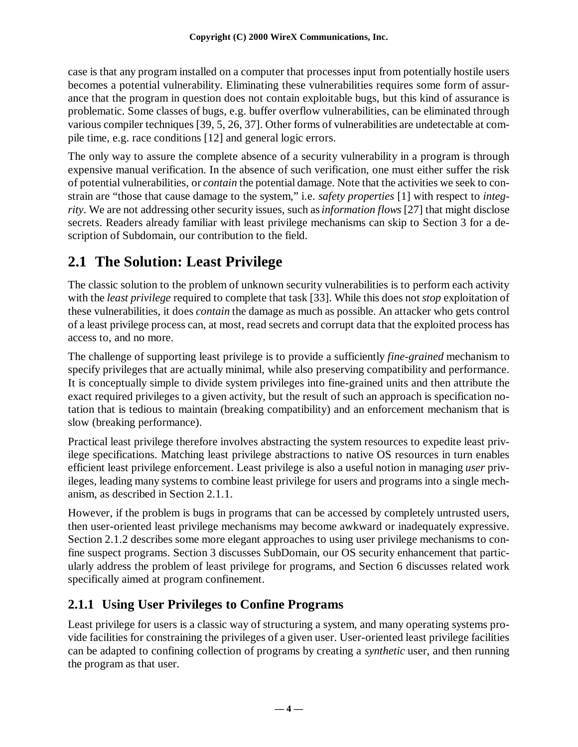case is that any program installed on a computer that processes input from potentially hostile users becomes a potential vulnerability. Eliminating these vulnerabilities requires some form of assurance that the program in question does not contain exploitable bugs, but this kind of assurance is problematic. Some classes of bugs, e.g. buffer overflow vulnerabilities, can be eliminated through various compiler techniques [39, 5, 26, 37]. Other forms of vulnerabilities are undetectable at compile time, e.g. race conditions [12] and general logic errors.

The only way to assure the complete absence of a security vulnerability in a program is through expensive manual verification. In the absence of such verification, one must either suffer the risk of potential vulnerabilities, or *contain* the potential damage. Note that the activities we seek to constrain are "those that cause damage to the system," i.e. *safety properties* [1] with respect to *integrity*. We are not addressing other security issues, such as *information flows* [27] that might disclose secrets. Readers already familiar with least privilege mechanisms can skip to Section 3 for a description of Subdomain, our contribution to the field.

## 2.1 The Solution: Least Privilege

The classic solution to the problem of unknown security vulnerabilities is to perform each activity with the *least privilege* required to complete that task [33]. While this does not *stop* exploitation of these vulnerabilities, it does *contain* the damage as much as possible. An attacker who gets control of a least privilege process can, at most, read secrets and corrupt data that the exploited process has access to, and no more.

The challenge of supporting least privilege is to provide a sufficiently *fine-grained* mechanism to specify privileges that are actually minimal, while also preserving compatibility and performance. It is conceptually simple to divide system privileges into fine-grained units and then attribute the exact required privileges to a given activity, but the result of such an approach is specification notation that is tedious to maintain (breaking compatibility) and an enforcement mechanism that is slow (breaking performance).

Practical least privilege therefore involves abstracting the system resources to expedite least privilege specifications. Matching least privilege abstractions to native OS resources in turn enables efficient least privilege enforcement. Least privilege is also a useful notion in managing *user* privileges, leading many systems to combine least privilege for users and programs into a single mechanism, as described in Section 2.1.1.

However, if the problem is bugs in programs that can be accessed by completely untrusted users, then user-oriented least privilege mechanisms may become awkward or inadequately expressive. Section 2.1.2 describes some more elegant approaches to using user privilege mechanisms to confine suspect programs. Section 3 discusses SubDomain, our OS security enhancement that particularly address the problem of least privilege for programs, and Section 6 discusses related work specifically aimed at program confinement.

### 2.1.1 Using User Privileges to Confine Programs

Least privilege for users is a classic way of structuring a system, and many operating systems provide facilities for constraining the privileges of a given user. User-oriented least privilege facilities can be adapted to confining collection of programs by creating a *synthetic* user, and then running the program as that user.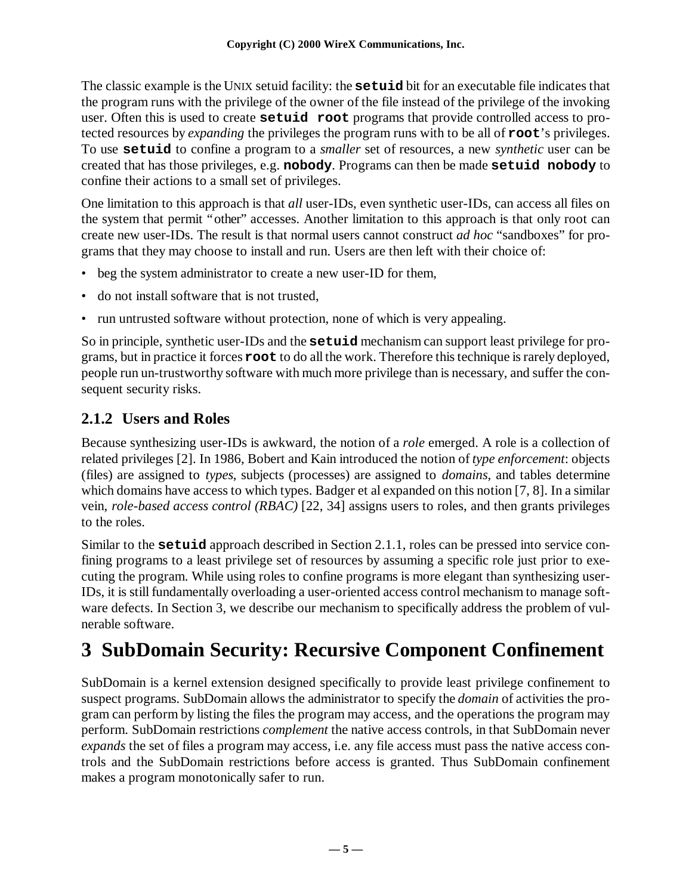The classic example is the UNIX setuid facility: the **`setuid`** bit for an executable file indicates that the program runs with the privilege of the owner of the file instead of the privilege of the invoking user. Often this is used to create **`setuid root`** programs that provide controlled access to protected resources by *expanding* the privileges the program runs with to be all of **`root`**'s privileges. To use **`setuid`** to confine a program to a *smaller* set of resources, a new *synthetic* user can be created that has those privileges, e.g. **`nobody`**. Programs can then be made **`setuid nobody`** to confine their actions to a small set of privileges.

One limitation to this approach is that *all* user-IDs, even synthetic user-IDs, can access all files on the system that permit "other" accesses. Another limitation to this approach is that only root can create new user-IDs. The result is that normal users cannot construct *ad hoc* "sandboxes" for programs that they may choose to install and run. Users are then left with their choice of:

- beg the system administrator to create a new user-ID for them,
- do not install software that is not trusted,
- run untrusted software without protection, none of which is very appealing.

So in principle, synthetic user-IDs and the **`setuid`** mechanism can support least privilege for programs, but in practice it forces **`root`** to do all the work. Therefore this technique is rarely deployed, people run un-trustworthy software with much more privilege than is necessary, and suffer the consequent security risks.

### 2.1.2 Users and Roles

Because synthesizing user-IDs is awkward, the notion of a *role* emerged. A role is a collection of related privileges [2]. In 1986, Bobert and Kain introduced the notion of *type enforcement*: objects (files) are assigned to *types*, subjects (processes) are assigned to *domains*, and tables determine which domains have access to which types. Badger et al expanded on this notion [7, 8]. In a similar vein, *role-based access control (RBAC)* [22, 34] assigns users to roles, and then grants privileges to the roles.

Similar to the **`setuid`** approach described in Section 2.1.1, roles can be pressed into service confining programs to a least privilege set of resources by assuming a specific role just prior to executing the program. While using roles to confine programs is more elegant than synthesizing user-IDs, it is still fundamentally overloading a user-oriented access control mechanism to manage software defects. In Section 3, we describe our mechanism to specifically address the problem of vulnerable software.

# 3 SubDomain Security: Recursive Component Confinement

SubDomain is a kernel extension designed specifically to provide least privilege confinement to suspect programs. SubDomain allows the administrator to specify the *domain* of activities the program can perform by listing the files the program may access, and the operations the program may perform. SubDomain restrictions *complement* the native access controls, in that SubDomain never *expands* the set of files a program may access, i.e. any file access must pass the native access controls and the SubDomain restrictions before access is granted. Thus SubDomain confinement makes a program monotonically safer to run.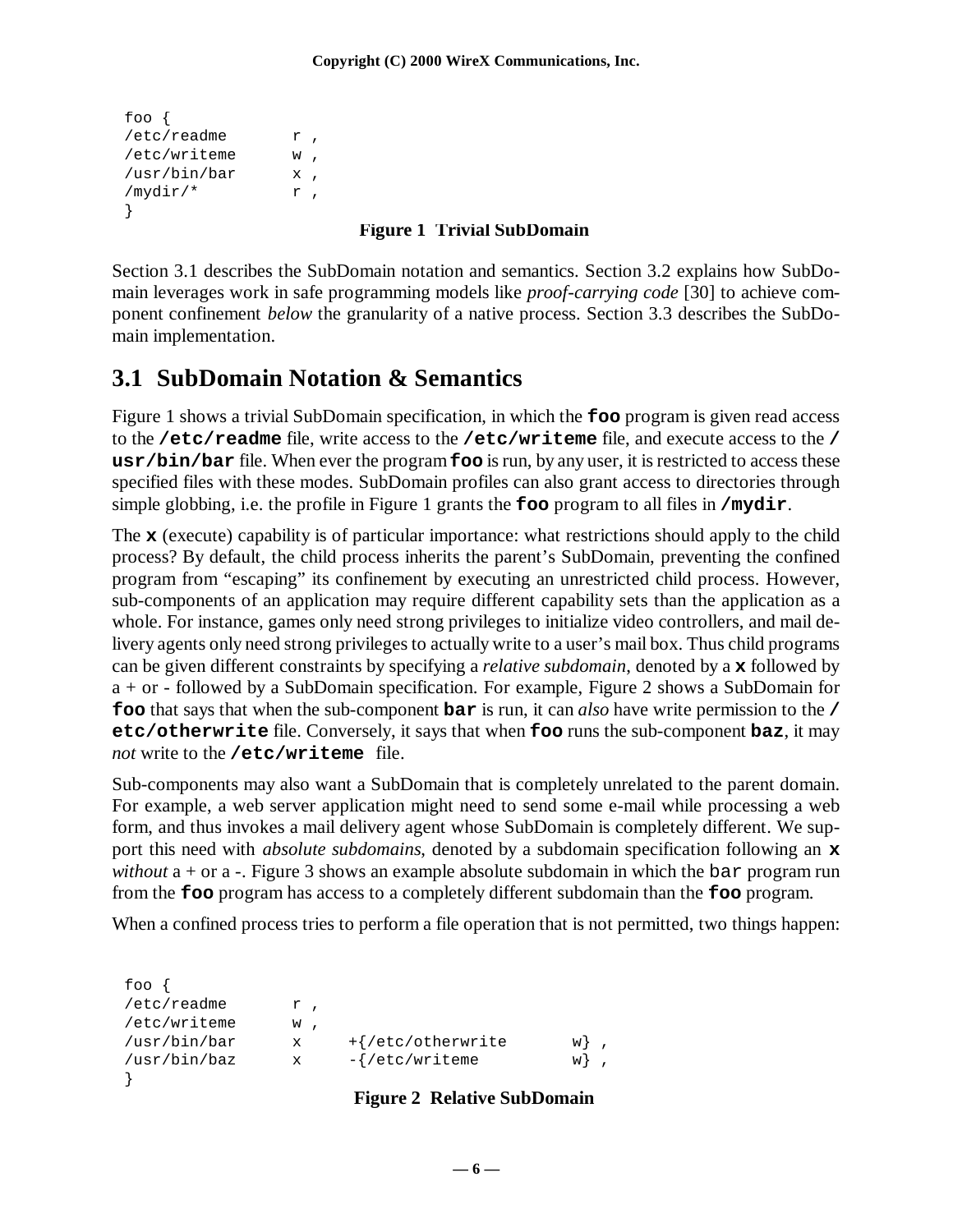```
foo {
/etc/readme       r ,
/etc/writeme      w ,
/usr/bin/bar      x ,
/mydir/*          r ,
}
```

**Figure 1 Trivial SubDomain**

Section 3.1 describes the SubDomain notation and semantics. Section 3.2 explains how SubDomain leverages work in safe programming models like *proof-carrying code* [30] to achieve component confinement *below* the granularity of a native process. Section 3.3 describes the SubDomain implementation.

## 3.1 SubDomain Notation & Semantics

Figure 1 shows a trivial SubDomain specification, in which the **`foo`** program is given read access to the **`/etc/readme`** file, write access to the **`/etc/writeme`** file, and execute access to the **`/usr/bin/bar`** file. When ever the program **`foo`** is run, by any user, it is restricted to access these specified files with these modes. SubDomain profiles can also grant access to directories through simple globbing, i.e. the profile in Figure 1 grants the **`foo`** program to all files in **`/mydir`**.

The **`x`** (execute) capability is of particular importance: what restrictions should apply to the child process? By default, the child process inherits the parent's SubDomain, preventing the confined program from "escaping" its confinement by executing an unrestricted child process. However, sub-components of an application may require different capability sets than the application as a whole. For instance, games only need strong privileges to initialize video controllers, and mail delivery agents only need strong privileges to actually write to a user's mail box. Thus child programs can be given different constraints by specifying a *relative subdomain*, denoted by a **`x`** followed by a + or - followed by a SubDomain specification. For example, Figure 2 shows a SubDomain for **`foo`** that says that when the sub-component **`bar`** is run, it can *also* have write permission to the **`/etc/otherwrite`** file. Conversely, it says that when **`foo`** runs the sub-component **`baz`**, it may *not* write to the **`/etc/writeme`** file.

Sub-components may also want a SubDomain that is completely unrelated to the parent domain. For example, a web server application might need to send some e-mail while processing a web form, and thus invokes a mail delivery agent whose SubDomain is completely different. We support this need with *absolute subdomains*, denoted by a subdomain specification following an **`x`** *without* a + or a -. Figure 3 shows an example absolute subdomain in which the `bar` program run from the **`foo`** program has access to a completely different subdomain than the **`foo`** program.

When a confined process tries to perform a file operation that is not permitted, two things happen:

```
foo {
/etc/readme       r ,
/etc/writeme      w ,
/usr/bin/bar      x     +{/etc/otherwrite       w} ,
/usr/bin/baz      x     -{/etc/writeme          w} ,
}
```

**Figure 2 Relative SubDomain**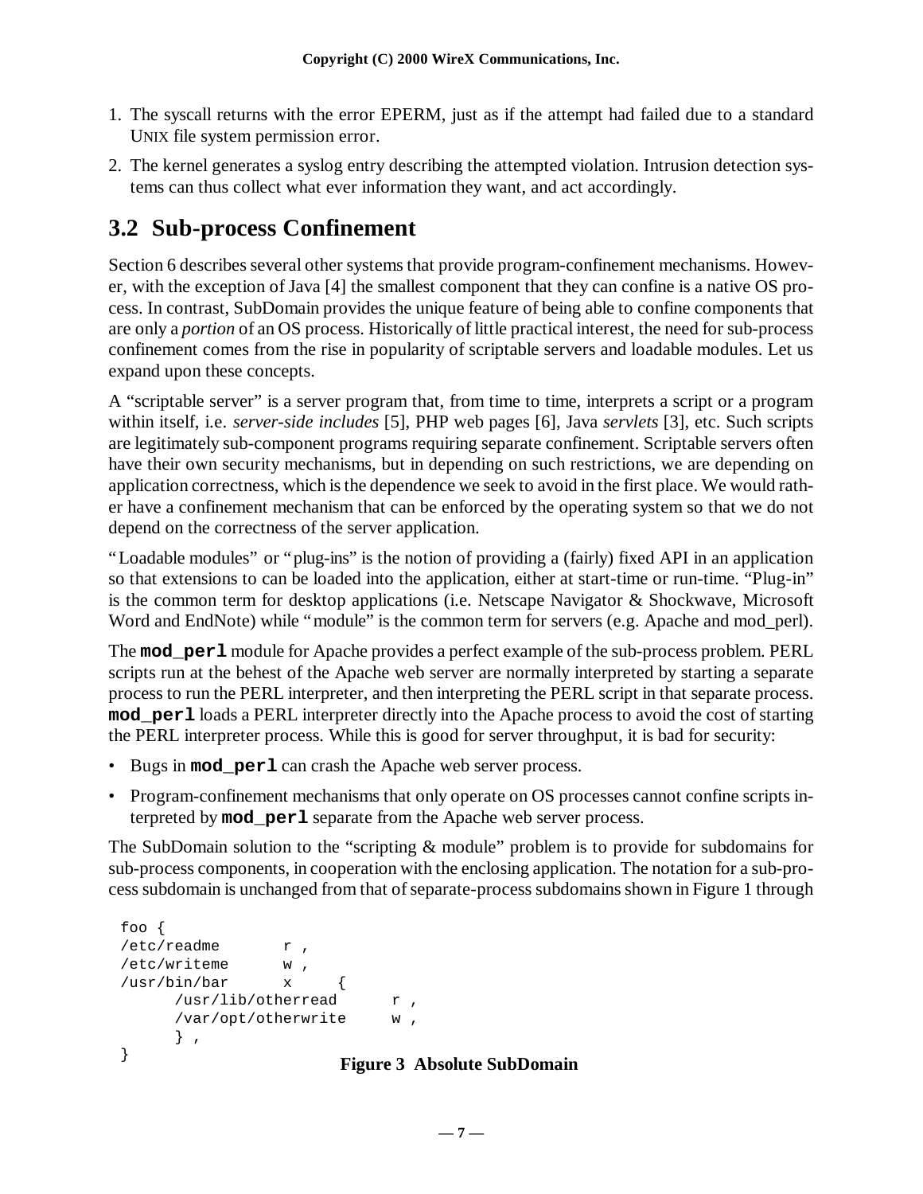1. The syscall returns with the error EPERM, just as if the attempt had failed due to a standard UNIX file system permission error.
2. The kernel generates a syslog entry describing the attempted violation. Intrusion detection systems can thus collect what ever information they want, and act accordingly.

## 3.2 Sub-process Confinement

Section 6 describes several other systems that provide program-confinement mechanisms. However, with the exception of Java [4] the smallest component that they can confine is a native OS process. In contrast, SubDomain provides the unique feature of being able to confine components that are only a *portion* of an OS process. Historically of little practical interest, the need for sub-process confinement comes from the rise in popularity of scriptable servers and loadable modules. Let us expand upon these concepts.

A "scriptable server" is a server program that, from time to time, interprets a script or a program within itself, i.e. *server-side includes* [5], PHP web pages [6], Java *servlets* [3], etc. Such scripts are legitimately sub-component programs requiring separate confinement. Scriptable servers often have their own security mechanisms, but in depending on such restrictions, we are depending on application correctness, which is the dependence we seek to avoid in the first place. We would rather have a confinement mechanism that can be enforced by the operating system so that we do not depend on the correctness of the server application.

"Loadable modules" or "plug-ins" is the notion of providing a (fairly) fixed API in an application so that extensions to can be loaded into the application, either at start-time or run-time. "Plug-in" is the common term for desktop applications (i.e. Netscape Navigator & Shockwave, Microsoft Word and EndNote) while "module" is the common term for servers (e.g. Apache and mod_perl).

The **mod_perl** module for Apache provides a perfect example of the sub-process problem. PERL scripts run at the behest of the Apache web server are normally interpreted by starting a separate process to run the PERL interpreter, and then interpreting the PERL script in that separate process. **mod_perl** loads a PERL interpreter directly into the Apache process to avoid the cost of starting the PERL interpreter process. While this is good for server throughput, it is bad for security:

- Bugs in **mod_perl** can crash the Apache web server process.
- Program-confinement mechanisms that only operate on OS processes cannot confine scripts interpreted by **mod_perl** separate from the Apache web server process.

The SubDomain solution to the "scripting & module" problem is to provide for subdomains for sub-process components, in cooperation with the enclosing application. The notation for a sub-process subdomain is unchanged from that of separate-process subdomains shown in Figure 1 through

```
foo {
/etc/readme       r ,
/etc/writeme      w ,
/usr/bin/bar      x     {
      /usr/lib/otherread      r ,
      /var/opt/otherwrite     w ,
      } ,
}
```

**Figure 3 Absolute SubDomain**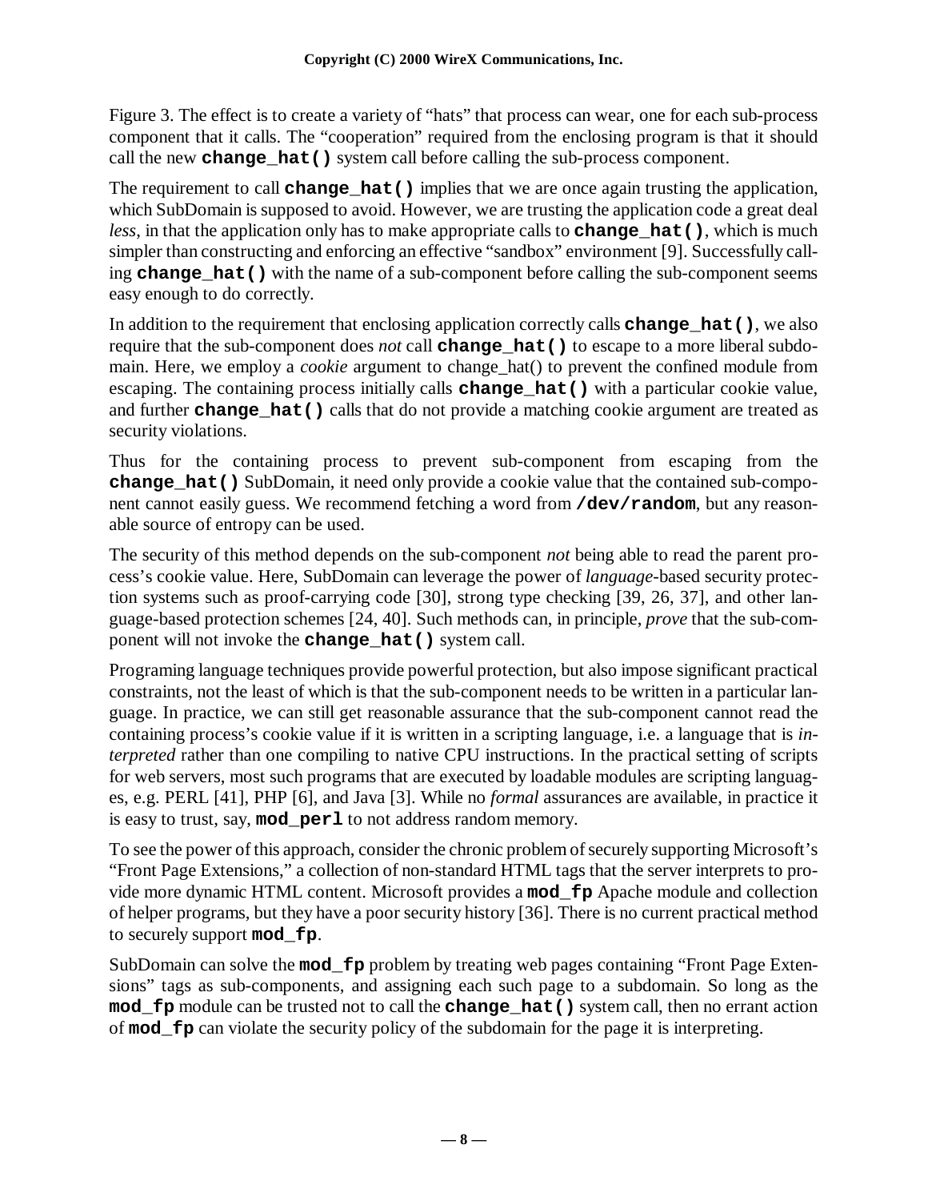Figure 3. The effect is to create a variety of "hats" that process can wear, one for each sub-process component that it calls. The "cooperation" required from the enclosing program is that it should call the new **change_hat()** system call before calling the sub-process component.

The requirement to call **change_hat()** implies that we are once again trusting the application, which SubDomain is supposed to avoid. However, we are trusting the application code a great deal *less*, in that the application only has to make appropriate calls to **change_hat()**, which is much simpler than constructing and enforcing an effective "sandbox" environment [9]. Successfully calling **change_hat()** with the name of a sub-component before calling the sub-component seems easy enough to do correctly.

In addition to the requirement that enclosing application correctly calls **change_hat()**, we also require that the sub-component does *not* call **change_hat()** to escape to a more liberal subdomain. Here, we employ a *cookie* argument to change_hat() to prevent the confined module from escaping. The containing process initially calls **change_hat()** with a particular cookie value, and further **change_hat()** calls that do not provide a matching cookie argument are treated as security violations.

Thus for the containing process to prevent sub-component from escaping from the **change_hat()** SubDomain, it need only provide a cookie value that the contained sub-component cannot easily guess. We recommend fetching a word from **/dev/random**, but any reasonable source of entropy can be used.

The security of this method depends on the sub-component *not* being able to read the parent process's cookie value. Here, SubDomain can leverage the power of *language*-based security protection systems such as proof-carrying code [30], strong type checking [39, 26, 37], and other language-based protection schemes [24, 40]. Such methods can, in principle, *prove* that the sub-component will not invoke the **change_hat()** system call.

Programing language techniques provide powerful protection, but also impose significant practical constraints, not the least of which is that the sub-component needs to be written in a particular language. In practice, we can still get reasonable assurance that the sub-component cannot read the containing process's cookie value if it is written in a scripting language, i.e. a language that is *interpreted* rather than one compiling to native CPU instructions. In the practical setting of scripts for web servers, most such programs that are executed by loadable modules are scripting languages, e.g. PERL [41], PHP [6], and Java [3]. While no *formal* assurances are available, in practice it is easy to trust, say, **mod_perl** to not address random memory.

To see the power of this approach, consider the chronic problem of securely supporting Microsoft's "Front Page Extensions," a collection of non-standard HTML tags that the server interprets to provide more dynamic HTML content. Microsoft provides a **mod_fp** Apache module and collection of helper programs, but they have a poor security history [36]. There is no current practical method to securely support **mod_fp**.

SubDomain can solve the **mod_fp** problem by treating web pages containing "Front Page Extensions" tags as sub-components, and assigning each such page to a subdomain. So long as the **mod_fp** module can be trusted not to call the **change_hat()** system call, then no errant action of **mod_fp** can violate the security policy of the subdomain for the page it is interpreting.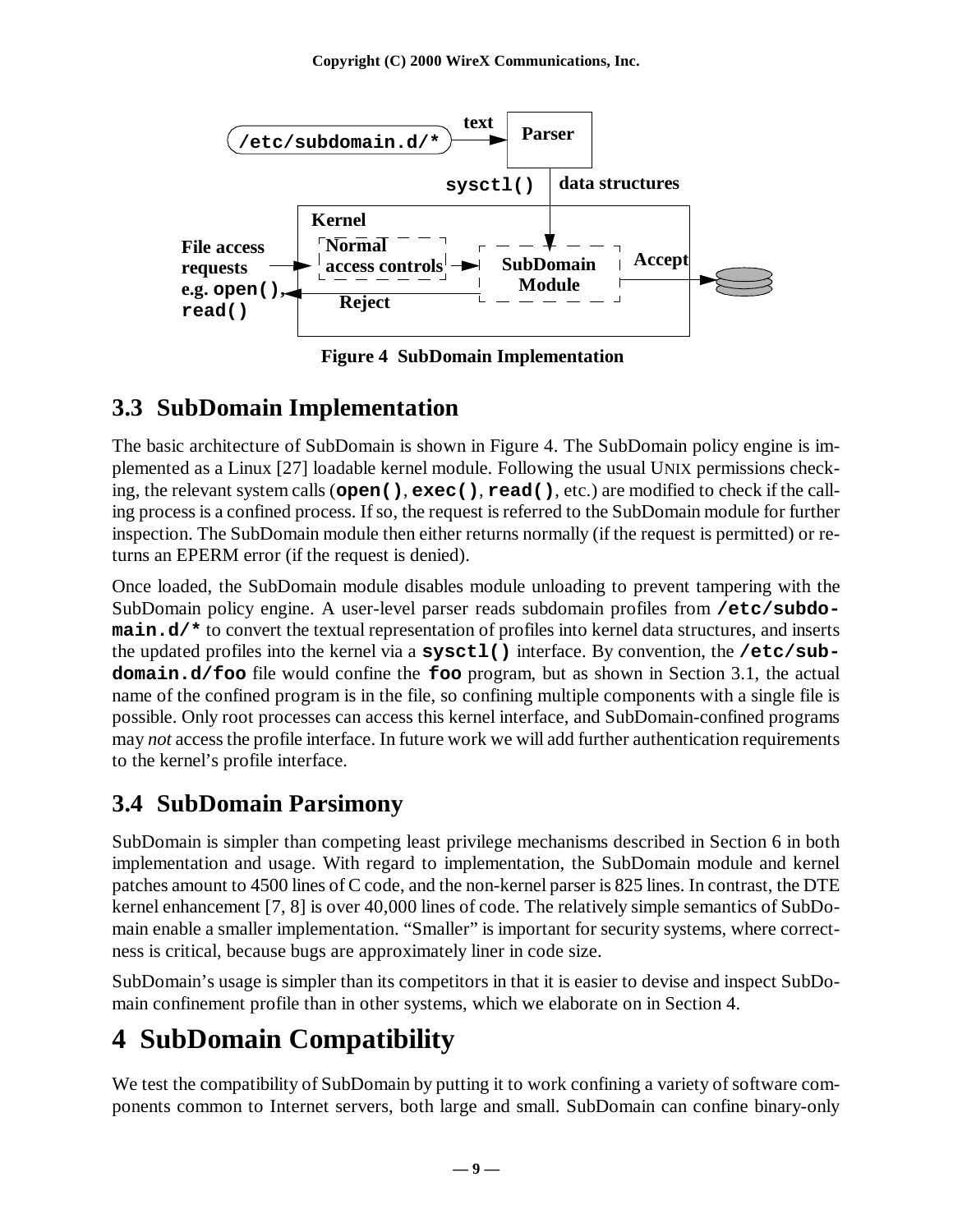Figure 4 SubDomain Implementation

## 3.3 SubDomain Implementation

The basic architecture of SubDomain is shown in Figure 4. The SubDomain policy engine is implemented as a Linux [27] loadable kernel module. Following the usual UNIX permissions checking, the relevant system calls (**`open()`**, **`exec()`**, **`read()`**, etc.) are modified to check if the calling process is a confined process. If so, the request is referred to the SubDomain module for further inspection. The SubDomain module then either returns normally (if the request is permitted) or returns an EPERM error (if the request is denied).

Once loaded, the SubDomain module disables module unloading to prevent tampering with the SubDomain policy engine. A user-level parser reads subdomain profiles from **`/etc/subdomain.d/*`** to convert the textual representation of profiles into kernel data structures, and inserts the updated profiles into the kernel via a **`sysctl()`** interface. By convention, the **`/etc/subdomain.d/foo`** file would confine the **`foo`** program, but as shown in Section 3.1, the actual name of the confined program is in the file, so confining multiple components with a single file is possible. Only root processes can access this kernel interface, and SubDomain-confined programs may *not* access the profile interface. In future work we will add further authentication requirements to the kernel's profile interface.

## 3.4 SubDomain Parsimony

SubDomain is simpler than competing least privilege mechanisms described in Section 6 in both implementation and usage. With regard to implementation, the SubDomain module and kernel patches amount to 4500 lines of C code, and the non-kernel parser is 825 lines. In contrast, the DTE kernel enhancement [7, 8] is over 40,000 lines of code. The relatively simple semantics of SubDomain enable a smaller implementation. "Smaller" is important for security systems, where correctness is critical, because bugs are approximately liner in code size.

SubDomain's usage is simpler than its competitors in that it is easier to devise and inspect SubDomain confinement profile than in other systems, which we elaborate on in Section 4.

# 4 SubDomain Compatibility

We test the compatibility of SubDomain by putting it to work confining a variety of software components common to Internet servers, both large and small. SubDomain can confine binary-only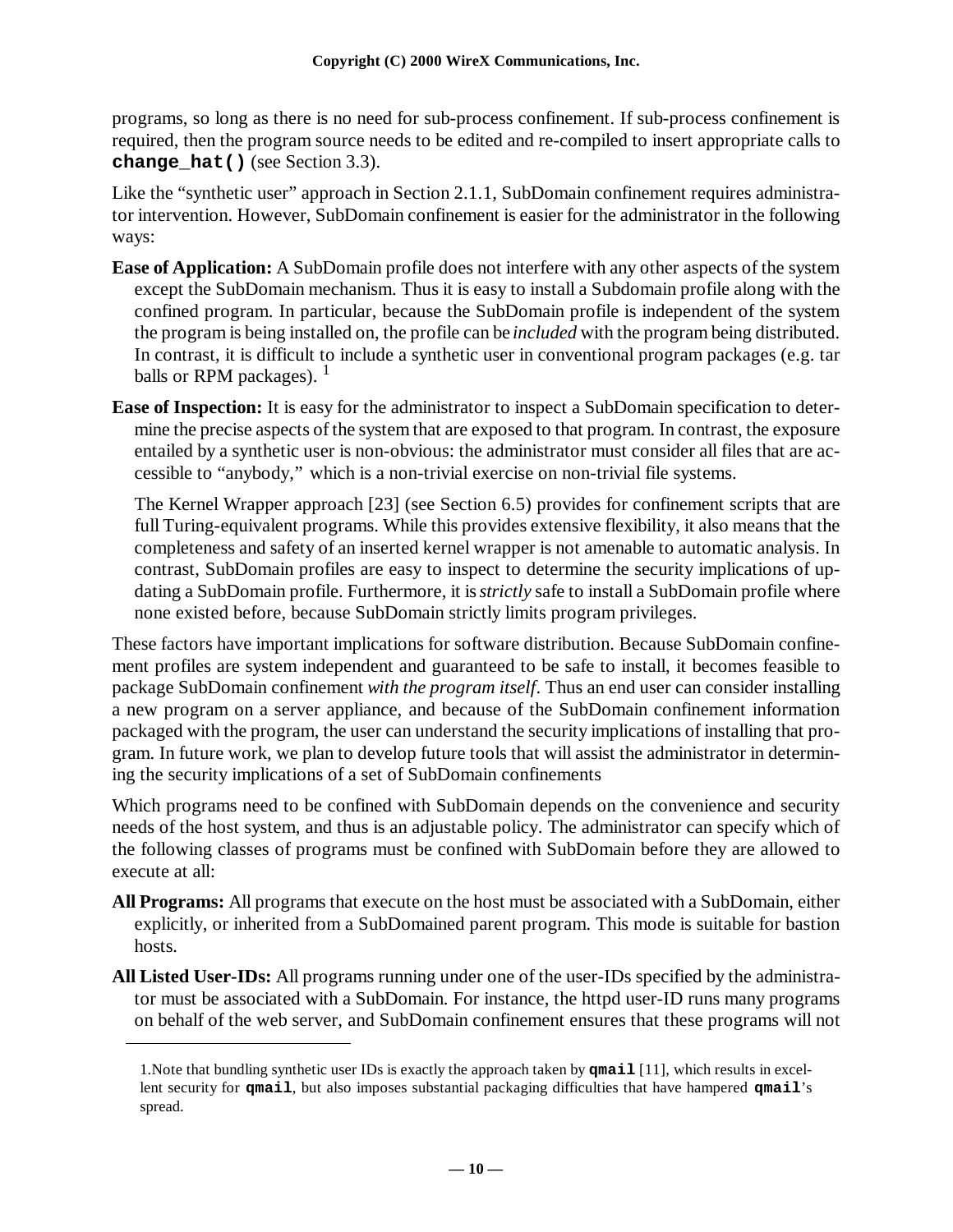programs, so long as there is no need for sub-process confinement. If sub-process confinement is required, then the program source needs to be edited and re-compiled to insert appropriate calls to **`change_hat()`** (see Section 3.3).

Like the "synthetic user" approach in Section 2.1.1, SubDomain confinement requires administrator intervention. However, SubDomain confinement is easier for the administrator in the following ways:

**Ease of Application:** A SubDomain profile does not interfere with any other aspects of the system except the SubDomain mechanism. Thus it is easy to install a Subdomain profile along with the confined program. In particular, because the SubDomain profile is independent of the system the program is being installed on, the profile can be *included* with the program being distributed. In contrast, it is difficult to include a synthetic user in conventional program packages (e.g. tar balls or RPM packages). [1]

**Ease of Inspection:** It is easy for the administrator to inspect a SubDomain specification to determine the precise aspects of the system that are exposed to that program. In contrast, the exposure entailed by a synthetic user is non-obvious: the administrator must consider all files that are accessible to "anybody," which is a non-trivial exercise on non-trivial file systems.

The Kernel Wrapper approach [23] (see Section 6.5) provides for confinement scripts that are full Turing-equivalent programs. While this provides extensive flexibility, it also means that the completeness and safety of an inserted kernel wrapper is not amenable to automatic analysis. In contrast, SubDomain profiles are easy to inspect to determine the security implications of updating a SubDomain profile. Furthermore, it is *strictly* safe to install a SubDomain profile where none existed before, because SubDomain strictly limits program privileges.

These factors have important implications for software distribution. Because SubDomain confinement profiles are system independent and guaranteed to be safe to install, it becomes feasible to package SubDomain confinement *with the program itself*. Thus an end user can consider installing a new program on a server appliance, and because of the SubDomain confinement information packaged with the program, the user can understand the security implications of installing that program. In future work, we plan to develop future tools that will assist the administrator in determining the security implications of a set of SubDomain confinements

Which programs need to be confined with SubDomain depends on the convenience and security needs of the host system, and thus is an adjustable policy. The administrator can specify which of the following classes of programs must be confined with SubDomain before they are allowed to execute at all:

**All Programs:** All programs that execute on the host must be associated with a SubDomain, either explicitly, or inherited from a SubDomained parent program. This mode is suitable for bastion hosts.

**All Listed User-IDs:** All programs running under one of the user-IDs specified by the administrator must be associated with a SubDomain. For instance, the httpd user-ID runs many programs on behalf of the web server, and SubDomain confinement ensures that these programs will not

---

1. Note that bundling synthetic user IDs is exactly the approach taken by **`qmail`** [11], which results in excellent security for **`qmail`**, but also imposes substantial packaging difficulties that have hampered **`qmail`**'s spread.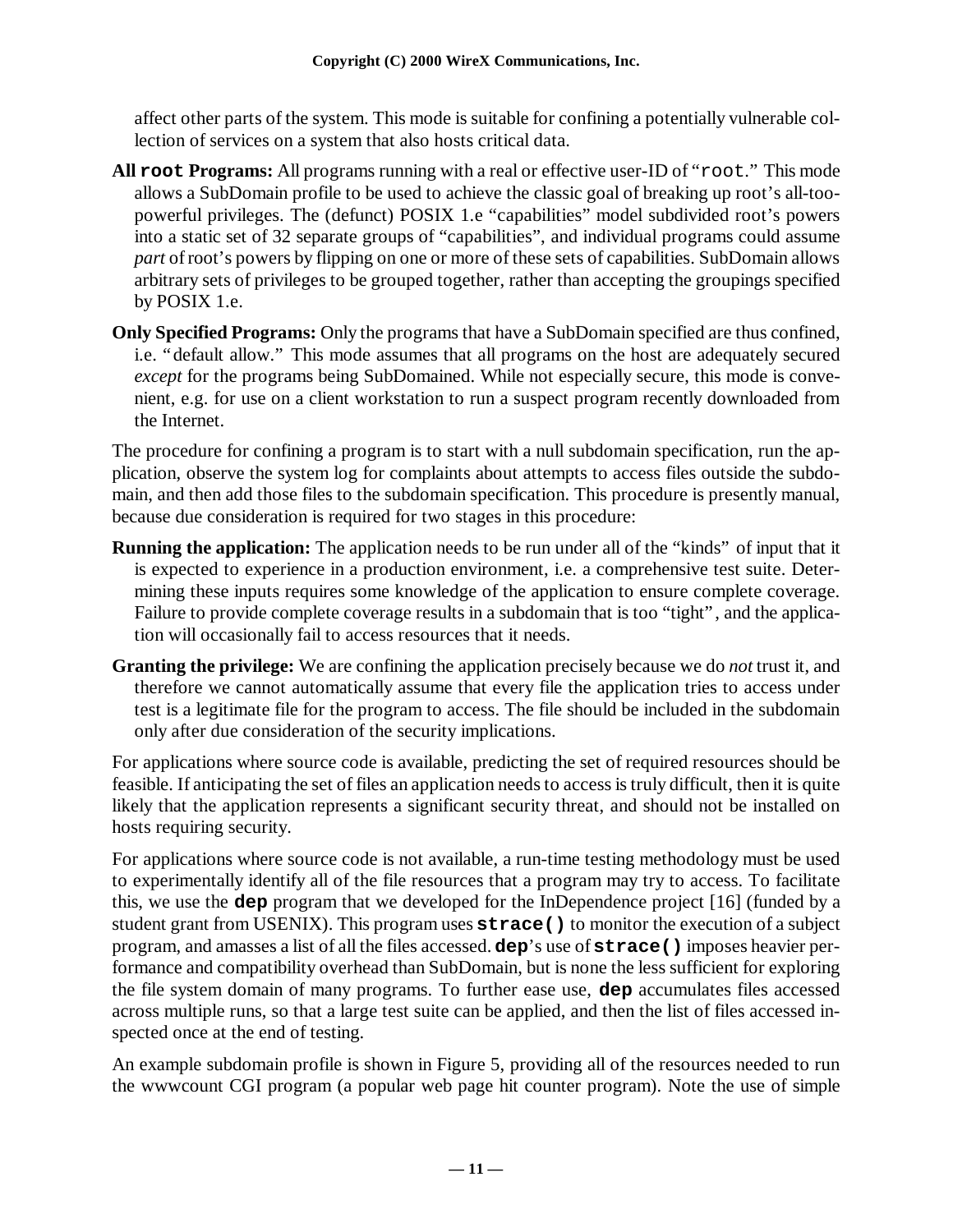affect other parts of the system. This mode is suitable for confining a potentially vulnerable collection of services on a system that also hosts critical data.

**All `root` Programs:** All programs running with a real or effective user-ID of "`root`." This mode allows a SubDomain profile to be used to achieve the classic goal of breaking up root's all-too-powerful privileges. The (defunct) POSIX 1.e "capabilities" model subdivided root's powers into a static set of 32 separate groups of "capabilities", and individual programs could assume *part* of root's powers by flipping on one or more of these sets of capabilities. SubDomain allows arbitrary sets of privileges to be grouped together, rather than accepting the groupings specified by POSIX 1.e.

**Only Specified Programs:** Only the programs that have a SubDomain specified are thus confined, i.e. "default allow." This mode assumes that all programs on the host are adequately secured *except* for the programs being SubDomained. While not especially secure, this mode is convenient, e.g. for use on a client workstation to run a suspect program recently downloaded from the Internet.

The procedure for confining a program is to start with a null subdomain specification, run the application, observe the system log for complaints about attempts to access files outside the subdomain, and then add those files to the subdomain specification. This procedure is presently manual, because due consideration is required for two stages in this procedure:

**Running the application:** The application needs to be run under all of the "kinds" of input that it is expected to experience in a production environment, i.e. a comprehensive test suite. Determining these inputs requires some knowledge of the application to ensure complete coverage. Failure to provide complete coverage results in a subdomain that is too "tight", and the application will occasionally fail to access resources that it needs.

**Granting the privilege:** We are confining the application precisely because we do *not* trust it, and therefore we cannot automatically assume that every file the application tries to access under test is a legitimate file for the program to access. The file should be included in the subdomain only after due consideration of the security implications.

For applications where source code is available, predicting the set of required resources should be feasible. If anticipating the set of files an application needs to access is truly difficult, then it is quite likely that the application represents a significant security threat, and should not be installed on hosts requiring security.

For applications where source code is not available, a run-time testing methodology must be used to experimentally identify all of the file resources that a program may try to access. To facilitate this, we use the **`dep`** program that we developed for the InDependence project [16] (funded by a student grant from USENIX). This program uses **`strace()`** to monitor the execution of a subject program, and amasses a list of all the files accessed. **`dep`**'s use of **`strace()`** imposes heavier performance and compatibility overhead than SubDomain, but is none the less sufficient for exploring the file system domain of many programs. To further ease use, **`dep`** accumulates files accessed across multiple runs, so that a large test suite can be applied, and then the list of files accessed inspected once at the end of testing.

An example subdomain profile is shown in Figure 5, providing all of the resources needed to run the wwwcount CGI program (a popular web page hit counter program). Note the use of simple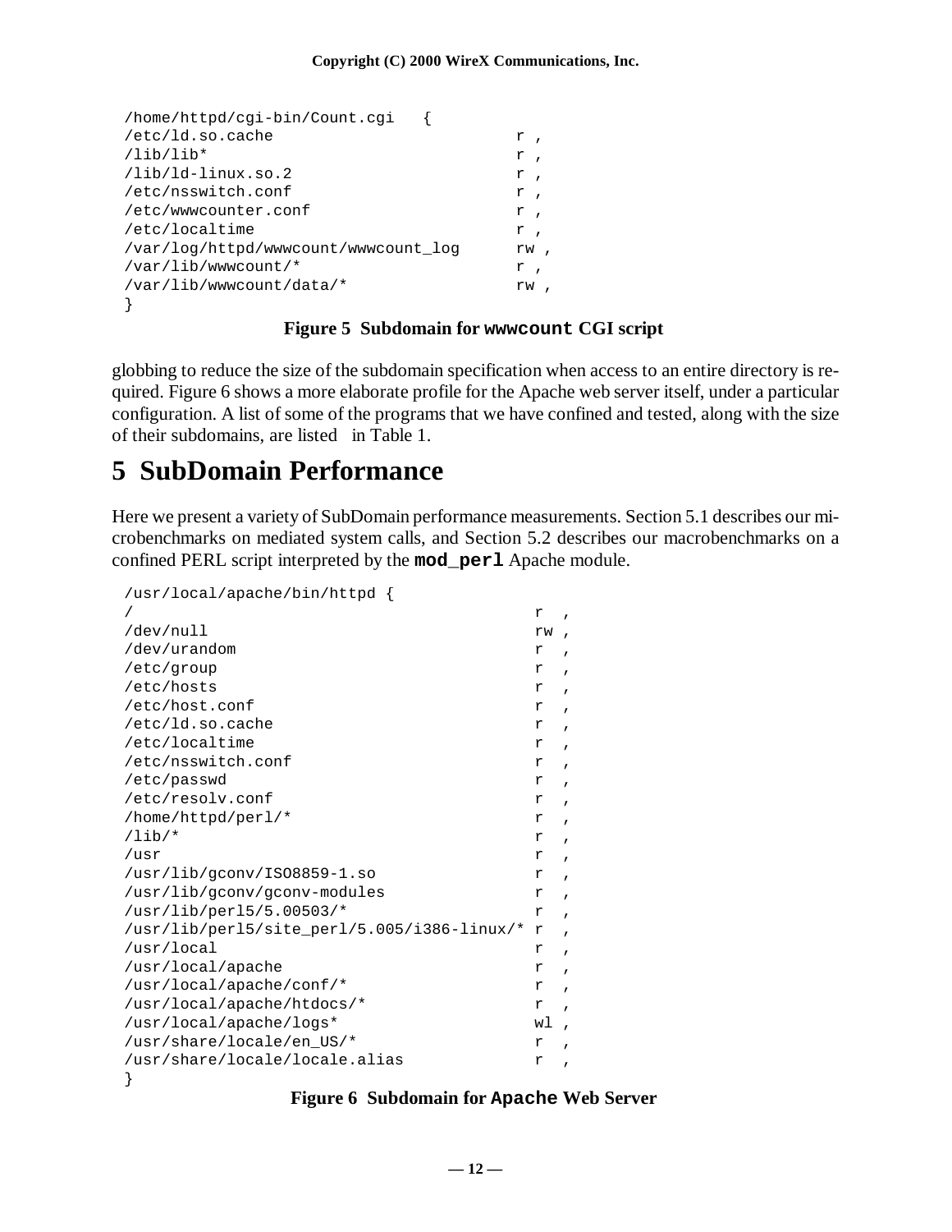```
/home/httpd/cgi-bin/Count.cgi   {
/etc/ld.so.cache                        r ,
/lib/lib*                               r ,
/lib/ld-linux.so.2                      r ,
/etc/nsswitch.conf                      r ,
/etc/wwwcounter.conf                    r ,
/etc/localtime                          r ,
/var/log/httpd/wwwcount/wwwcount_log    rw ,
/var/lib/wwwcount/*                     r ,
/var/lib/wwwcount/data/*                rw ,
}
```

**Figure 5 Subdomain for `wwwcount` CGI script**

globbing to reduce the size of the subdomain specification when access to an entire directory is required. Figure 6 shows a more elaborate profile for the Apache web server itself, under a particular configuration. A list of some of the programs that we have confined and tested, along with the size of their subdomains, are listed in Table 1.

# 5 SubDomain Performance

Here we present a variety of SubDomain performance measurements. Section 5.1 describes our microbenchmarks on mediated system calls, and Section 5.2 describes our macrobenchmarks on a confined PERL script interpreted by the **`mod_perl`** Apache module.

```
/usr/local/apache/bin/httpd {
/                                             r  ,
/dev/null                                     rw ,
/dev/urandom                                  r  ,
/etc/group                                    r  ,
/etc/hosts                                    r  ,
/etc/host.conf                                r  ,
/etc/ld.so.cache                              r  ,
/etc/localtime                                r  ,
/etc/nsswitch.conf                            r  ,
/etc/passwd                                   r  ,
/etc/resolv.conf                              r  ,
/home/httpd/perl/*                            r  ,
/lib/*                                        r  ,
/usr                                          r  ,
/usr/lib/gconv/ISO8859-1.so                   r  ,
/usr/lib/gconv/gconv-modules                  r  ,
/usr/lib/perl5/5.00503/*                      r  ,
/usr/lib/perl5/site_perl/5.005/i386-linux/* r  ,
/usr/local                                    r  ,
/usr/local/apache                             r  ,
/usr/local/apache/conf/*                      r  ,
/usr/local/apache/htdocs/*                    r  ,
/usr/local/apache/logs*                       wl ,
/usr/share/locale/en_US/*                     r  ,
/usr/share/locale/locale.alias                r  ,
}
```

**Figure 6 Subdomain for `Apache` Web Server**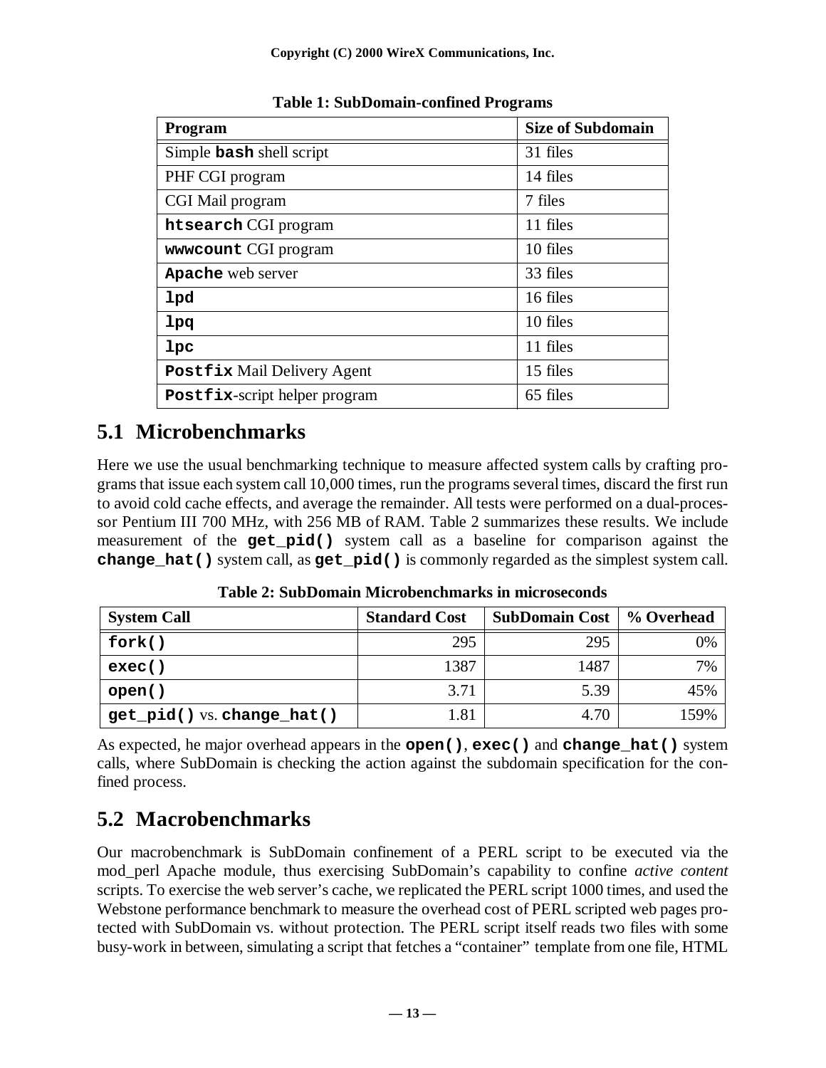**Table 1: SubDomain-confined Programs**

| Program | Size of Subdomain |
|---|---|
| Simple **bash** shell script | 31 files |
| PHF CGI program | 14 files |
| CGI Mail program | 7 files |
| **htsearch** CGI program | 11 files |
| **wwwcount** CGI program | 10 files |
| **Apache** web server | 33 files |
| **lpd** | 16 files |
| **lpq** | 10 files |
| **lpc** | 11 files |
| **Postfix** Mail Delivery Agent | 15 files |
| **Postfix**-script helper program | 65 files |

## 5.1 Microbenchmarks

Here we use the usual benchmarking technique to measure affected system calls by crafting programs that issue each system call 10,000 times, run the programs several times, discard the first run to avoid cold cache effects, and average the remainder. All tests were performed on a dual-processor Pentium III 700 MHz, with 256 MB of RAM. Table 2 summarizes these results. We include measurement of the **get_pid()** system call as a baseline for comparison against the **change_hat()** system call, as **get_pid()** is commonly regarded as the simplest system call.

**Table 2: SubDomain Microbenchmarks in microseconds**

| System Call | Standard Cost | SubDomain Cost | % Overhead |
|---|---|---|---|
| **fork()** | 295 | 295 | 0% |
| **exec()** | 1387 | 1487 | 7% |
| **open()** | 3.71 | 5.39 | 45% |
| **get_pid()** vs. **change_hat()** | 1.81 | 4.70 | 159% |

As expected, he major overhead appears in the **open()**, **exec()** and **change_hat()** system calls, where SubDomain is checking the action against the subdomain specification for the confined process.

## 5.2 Macrobenchmarks

Our macrobenchmark is SubDomain confinement of a PERL script to be executed via the mod_perl Apache module, thus exercising SubDomain's capability to confine *active content* scripts. To exercise the web server's cache, we replicated the PERL script 1000 times, and used the Webstone performance benchmark to measure the overhead cost of PERL scripted web pages protected with SubDomain vs. without protection. The PERL script itself reads two files with some busy-work in between, simulating a script that fetches a "container" template from one file, HTML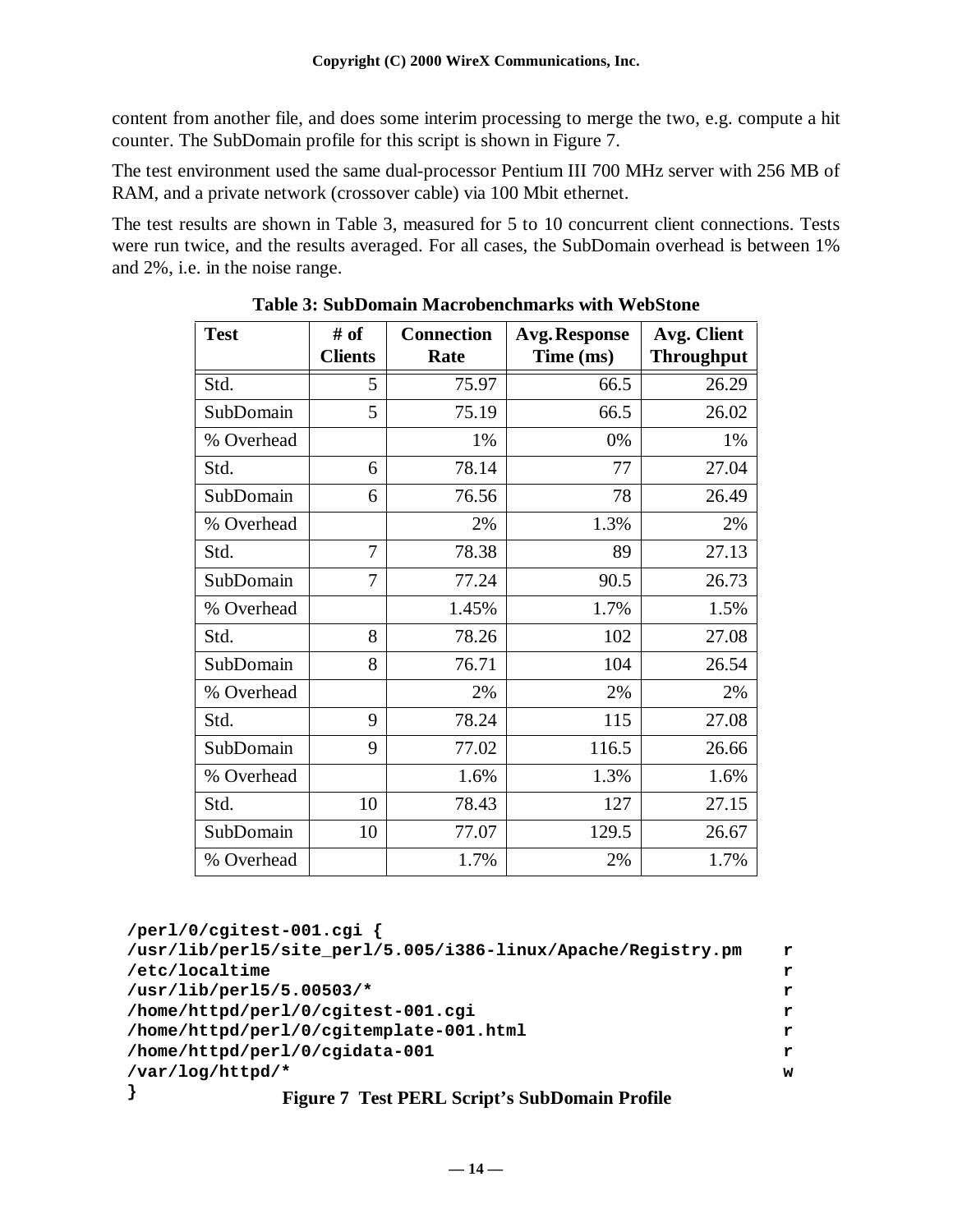content from another file, and does some interim processing to merge the two, e.g. compute a hit counter. The SubDomain profile for this script is shown in Figure 7.

The test environment used the same dual-processor Pentium III 700 MHz server with 256 MB of RAM, and a private network (crossover cable) via 100 Mbit ethernet.

The test results are shown in Table 3, measured for 5 to 10 concurrent client connections. Tests were run twice, and the results averaged. For all cases, the SubDomain overhead is between 1% and 2%, i.e. in the noise range.

**Table 3: SubDomain Macrobenchmarks with WebStone**

| Test | # of Clients | Connection Rate | Avg. Response Time (ms) | Avg. Client Throughput |
|---|---|---|---|---|
| Std. | 5 | 75.97 | 66.5 | 26.29 |
| SubDomain | 5 | 75.19 | 66.5 | 26.02 |
| % Overhead | | 1% | 0% | 1% |
| Std. | 6 | 78.14 | 77 | 27.04 |
| SubDomain | 6 | 76.56 | 78 | 26.49 |
| % Overhead | | 2% | 1.3% | 2% |
| Std. | 7 | 78.38 | 89 | 27.13 |
| SubDomain | 7 | 77.24 | 90.5 | 26.73 |
| % Overhead | | 1.45% | 1.7% | 1.5% |
| Std. | 8 | 78.26 | 102 | 27.08 |
| SubDomain | 8 | 76.71 | 104 | 26.54 |
| % Overhead | | 2% | 2% | 2% |
| Std. | 9 | 78.24 | 115 | 27.08 |
| SubDomain | 9 | 77.02 | 116.5 | 26.66 |
| % Overhead | | 1.6% | 1.3% | 1.6% |
| Std. | 10 | 78.43 | 127 | 27.15 |
| SubDomain | 10 | 77.07 | 129.5 | 26.67 |
| % Overhead | | 1.7% | 2% | 1.7% |

```
/perl/0/cgitest-001.cgi {
/usr/lib/perl5/site_perl/5.005/i386-linux/Apache/Registry.pm    r
/etc/localtime                                                  r
/usr/lib/perl5/5.00503/*                                        r
/home/httpd/perl/0/cgitest-001.cgi                              r
/home/httpd/perl/0/cgitemplate-001.html                         r
/home/httpd/perl/0/cgidata-001                                  r
/var/log/httpd/*                                                w
}
```

**Figure 7 Test PERL Script's SubDomain Profile**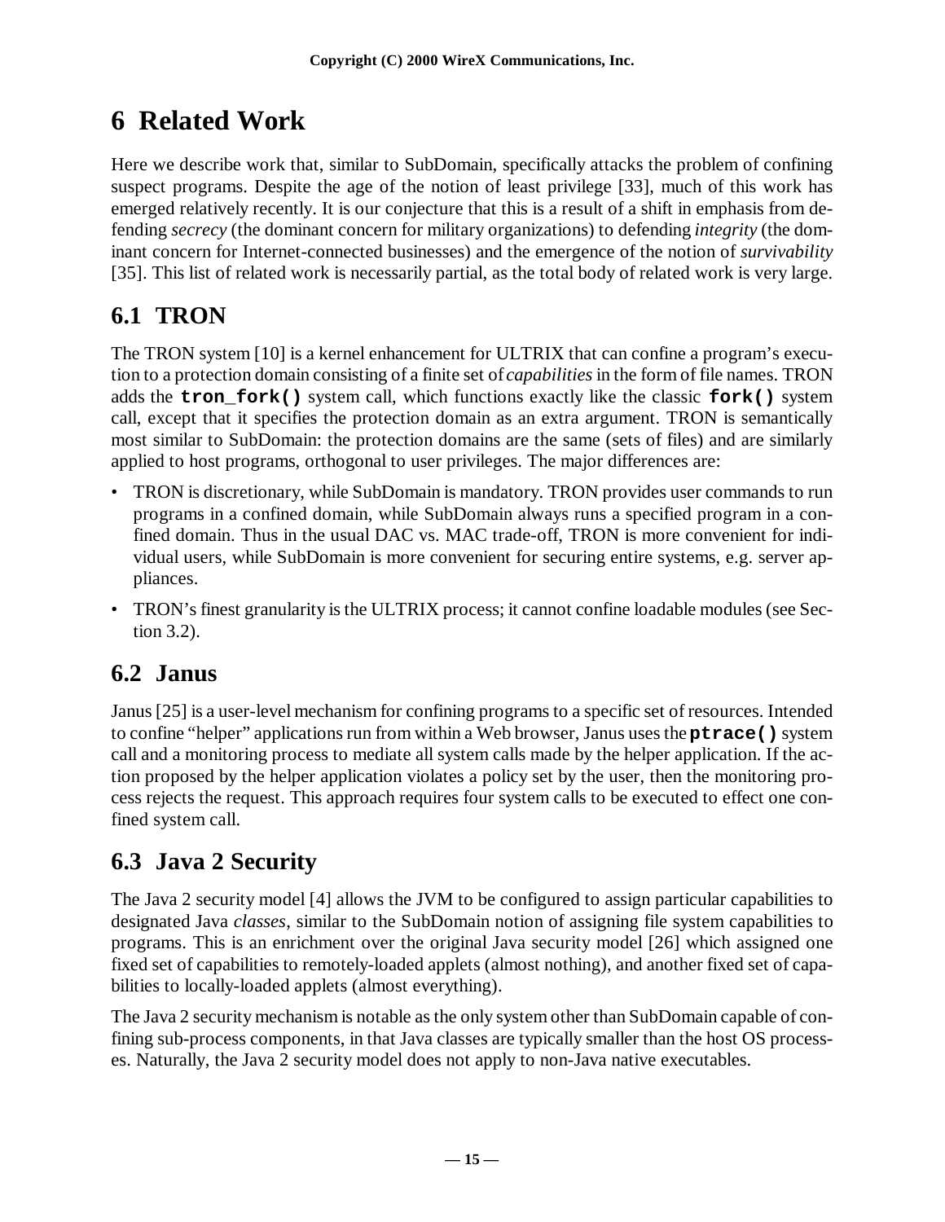# 6 Related Work

Here we describe work that, similar to SubDomain, specifically attacks the problem of confining suspect programs. Despite the age of the notion of least privilege [33], much of this work has emerged relatively recently. It is our conjecture that this is a result of a shift in emphasis from defending *secrecy* (the dominant concern for military organizations) to defending *integrity* (the dominant concern for Internet-connected businesses) and the emergence of the notion of *survivability* [35]. This list of related work is necessarily partial, as the total body of related work is very large.

## 6.1 TRON

The TRON system [10] is a kernel enhancement for ULTRIX that can confine a program's execution to a protection domain consisting of a finite set of *capabilities* in the form of file names. TRON adds the **`tron_fork()`** system call, which functions exactly like the classic **`fork()`** system call, except that it specifies the protection domain as an extra argument. TRON is semantically most similar to SubDomain: the protection domains are the same (sets of files) and are similarly applied to host programs, orthogonal to user privileges. The major differences are:

- TRON is discretionary, while SubDomain is mandatory. TRON provides user commands to run programs in a confined domain, while SubDomain always runs a specified program in a confined domain. Thus in the usual DAC vs. MAC trade-off, TRON is more convenient for individual users, while SubDomain is more convenient for securing entire systems, e.g. server appliances.
- TRON's finest granularity is the ULTRIX process; it cannot confine loadable modules (see Section 3.2).

## 6.2 Janus

Janus [25] is a user-level mechanism for confining programs to a specific set of resources. Intended to confine "helper" applications run from within a Web browser, Janus uses the **`ptrace()`** system call and a monitoring process to mediate all system calls made by the helper application. If the action proposed by the helper application violates a policy set by the user, then the monitoring process rejects the request. This approach requires four system calls to be executed to effect one confined system call.

## 6.3 Java 2 Security

The Java 2 security model [4] allows the JVM to be configured to assign particular capabilities to designated Java *classes*, similar to the SubDomain notion of assigning file system capabilities to programs. This is an enrichment over the original Java security model [26] which assigned one fixed set of capabilities to remotely-loaded applets (almost nothing), and another fixed set of capabilities to locally-loaded applets (almost everything).

The Java 2 security mechanism is notable as the only system other than SubDomain capable of confining sub-process components, in that Java classes are typically smaller than the host OS processes. Naturally, the Java 2 security model does not apply to non-Java native executables.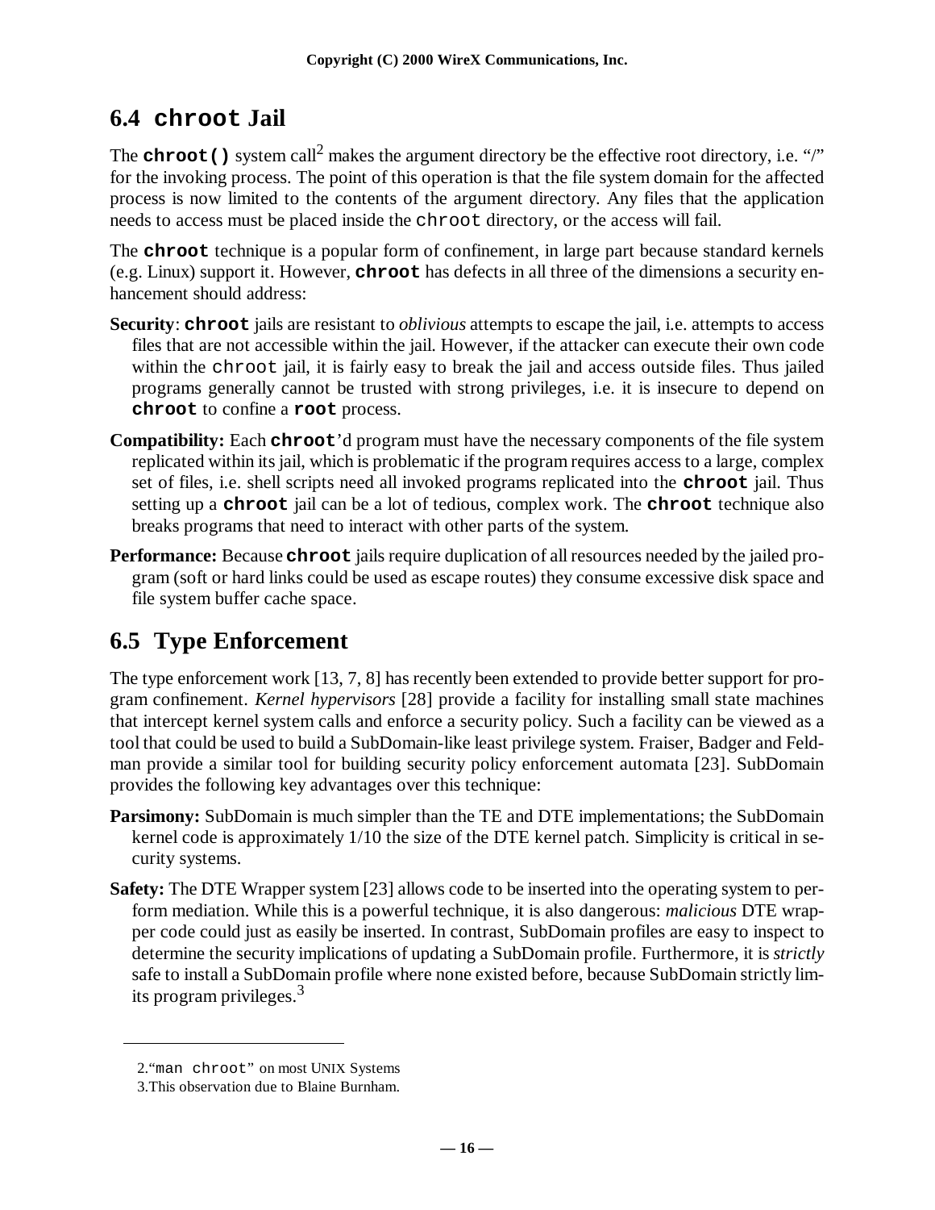## 6.4 `chroot` Jail

The **`chroot()`** system call[2] makes the argument directory be the effective root directory, i.e. "/" for the invoking process. The point of this operation is that the file system domain for the affected process is now limited to the contents of the argument directory. Any files that the application needs to access must be placed inside the `chroot` directory, or the access will fail.

The **`chroot`** technique is a popular form of confinement, in large part because standard kernels (e.g. Linux) support it. However, **`chroot`** has defects in all three of the dimensions a security enhancement should address:

**Security**: **`chroot`** jails are resistant to *oblivious* attempts to escape the jail, i.e. attempts to access files that are not accessible within the jail. However, if the attacker can execute their own code within the `chroot` jail, it is fairly easy to break the jail and access outside files. Thus jailed programs generally cannot be trusted with strong privileges, i.e. it is insecure to depend on **`chroot`** to confine a **`root`** process.

**Compatibility:** Each **`chroot`**'d program must have the necessary components of the file system replicated within its jail, which is problematic if the program requires access to a large, complex set of files, i.e. shell scripts need all invoked programs replicated into the **`chroot`** jail. Thus setting up a **`chroot`** jail can be a lot of tedious, complex work. The **`chroot`** technique also breaks programs that need to interact with other parts of the system.

**Performance:** Because **`chroot`** jails require duplication of all resources needed by the jailed program (soft or hard links could be used as escape routes) they consume excessive disk space and file system buffer cache space.

## 6.5 Type Enforcement

The type enforcement work [13, 7, 8] has recently been extended to provide better support for program confinement. *Kernel hypervisors* [28] provide a facility for installing small state machines that intercept kernel system calls and enforce a security policy. Such a facility can be viewed as a tool that could be used to build a SubDomain-like least privilege system. Fraiser, Badger and Feldman provide a similar tool for building security policy enforcement automata [23]. SubDomain provides the following key advantages over this technique:

**Parsimony:** SubDomain is much simpler than the TE and DTE implementations; the SubDomain kernel code is approximately 1/10 the size of the DTE kernel patch. Simplicity is critical in security systems.

**Safety:** The DTE Wrapper system [23] allows code to be inserted into the operating system to perform mediation. While this is a powerful technique, it is also dangerous: *malicious* DTE wrapper code could just as easily be inserted. In contrast, SubDomain profiles are easy to inspect to determine the security implications of updating a SubDomain profile. Furthermore, it is *strictly* safe to install a SubDomain profile where none existed before, because SubDomain strictly limits program privileges.[3]

---

2. "`man chroot`" on most UNIX Systems

3. This observation due to Blaine Burnham.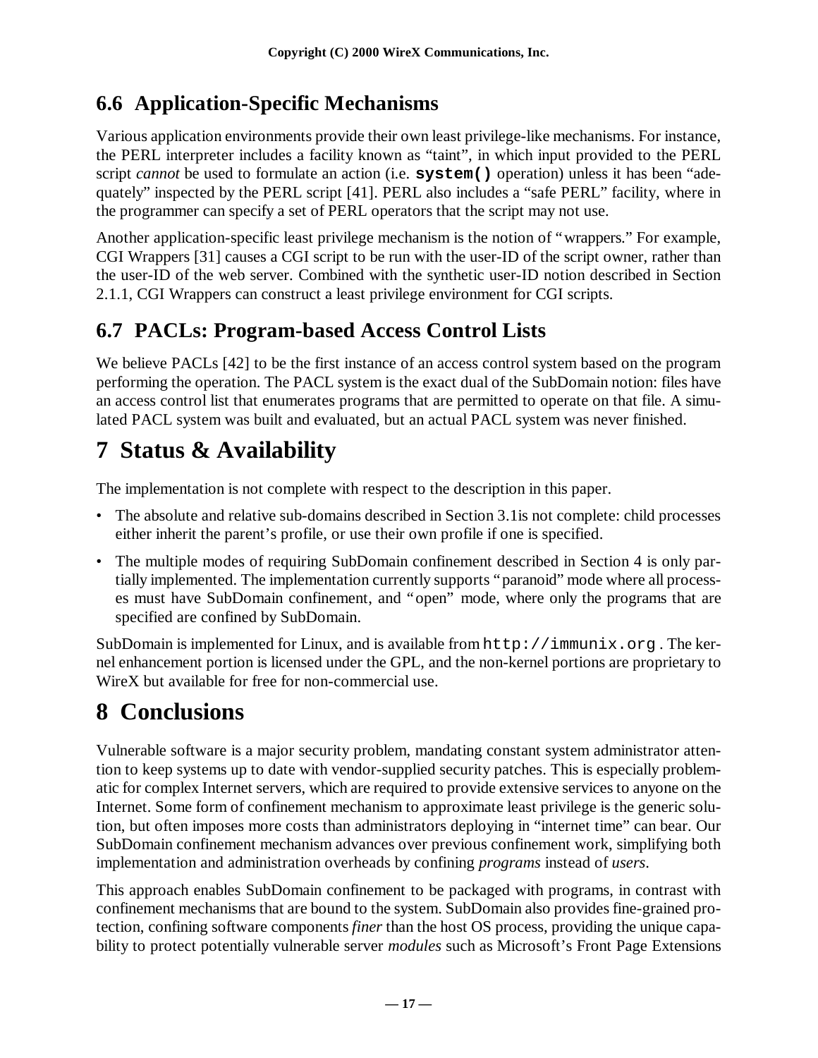## 6.6 Application-Specific Mechanisms

Various application environments provide their own least privilege-like mechanisms. For instance, the PERL interpreter includes a facility known as “taint”, in which input provided to the PERL script *cannot* be used to formulate an action (i.e. **`system()`** operation) unless it has been “adequately” inspected by the PERL script [41]. PERL also includes a “safe PERL” facility, where in the programmer can specify a set of PERL operators that the script may not use.

Another application-specific least privilege mechanism is the notion of “wrappers.” For example, CGI Wrappers [31] causes a CGI script to be run with the user-ID of the script owner, rather than the user-ID of the web server. Combined with the synthetic user-ID notion described in Section 2.1.1, CGI Wrappers can construct a least privilege environment for CGI scripts.

## 6.7 PACLs: Program-based Access Control Lists

We believe PACLs [42] to be the first instance of an access control system based on the program performing the operation. The PACL system is the exact dual of the SubDomain notion: files have an access control list that enumerates programs that are permitted to operate on that file. A simulated PACL system was built and evaluated, but an actual PACL system was never finished.

# 7 Status & Availability

The implementation is not complete with respect to the description in this paper.

- The absolute and relative sub-domains described in Section 3.1is not complete: child processes either inherit the parent’s profile, or use their own profile if one is specified.
- The multiple modes of requiring SubDomain confinement described in Section 4 is only partially implemented. The implementation currently supports “paranoid” mode where all processes must have SubDomain confinement, and “open” mode, where only the programs that are specified are confined by SubDomain.

SubDomain is implemented for Linux, and is available from `http://immunix.org` . The kernel enhancement portion is licensed under the GPL, and the non-kernel portions are proprietary to WireX but available for free for non-commercial use.

# 8 Conclusions

Vulnerable software is a major security problem, mandating constant system administrator attention to keep systems up to date with vendor-supplied security patches. This is especially problematic for complex Internet servers, which are required to provide extensive services to anyone on the Internet. Some form of confinement mechanism to approximate least privilege is the generic solution, but often imposes more costs than administrators deploying in “internet time” can bear. Our SubDomain confinement mechanism advances over previous confinement work, simplifying both implementation and administration overheads by confining *programs* instead of *users*.

This approach enables SubDomain confinement to be packaged with programs, in contrast with confinement mechanisms that are bound to the system. SubDomain also provides fine-grained protection, confining software components *finer* than the host OS process, providing the unique capability to protect potentially vulnerable server *modules* such as Microsoft’s Front Page Extensions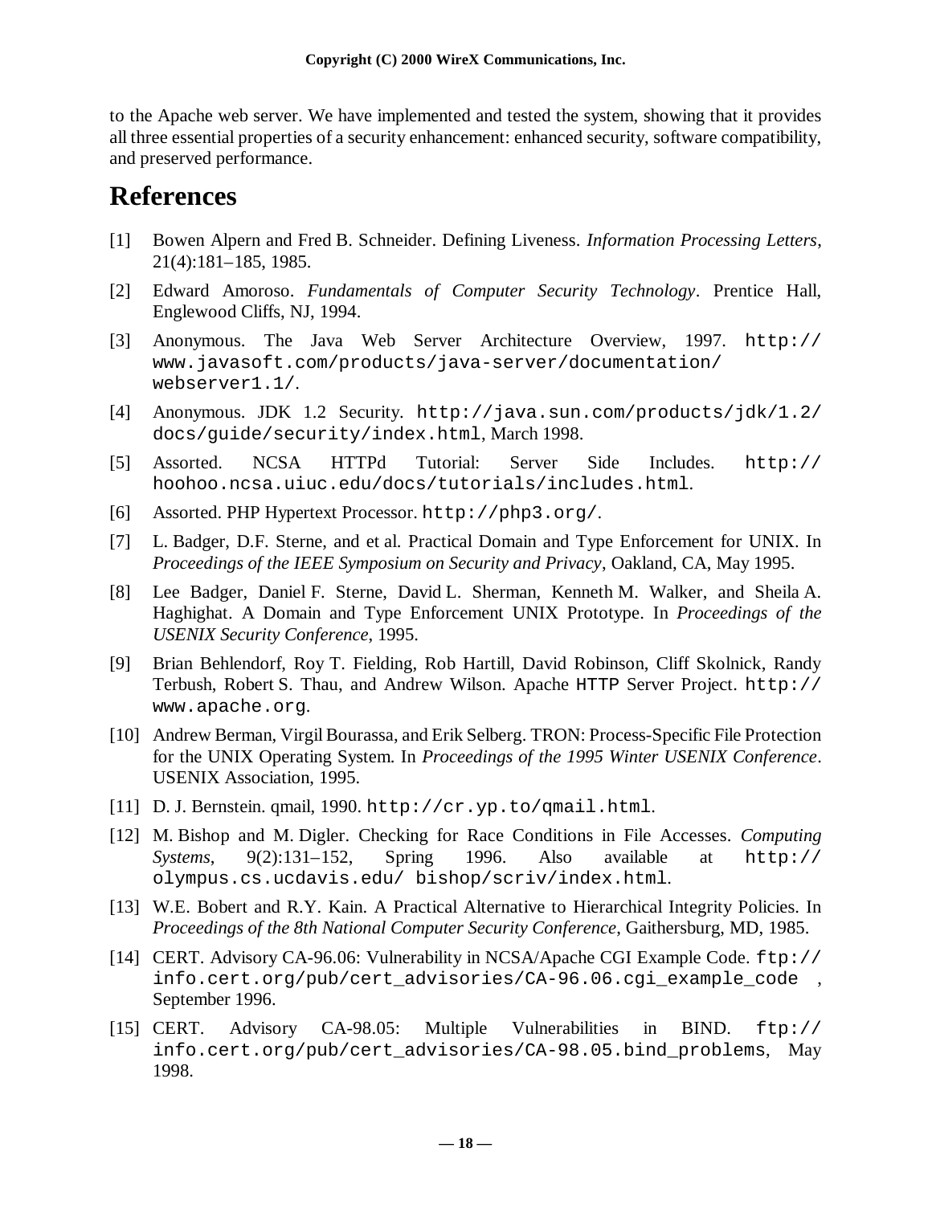to the Apache web server. We have implemented and tested the system, showing that it provides all three essential properties of a security enhancement: enhanced security, software compatibility, and preserved performance.

# References

[1] Bowen Alpern and Fred B. Schneider. Defining Liveness. *Information Processing Letters*, 21(4):181–185, 1985.

[2] Edward Amoroso. *Fundamentals of Computer Security Technology*. Prentice Hall, Englewood Cliffs, NJ, 1994.

[3] Anonymous. The Java Web Server Architecture Overview, 1997. `http://www.javasoft.com/products/java-server/documentation/webserver1.1/`.

[4] Anonymous. JDK 1.2 Security. `http://java.sun.com/products/jdk/1.2/docs/guide/security/index.html`, March 1998.

[5] Assorted. NCSA HTTPd Tutorial: Server Side Includes. `http://hoohoo.ncsa.uiuc.edu/docs/tutorials/includes.html`.

[6] Assorted. PHP Hypertext Processor. `http://php3.org/`.

[7] L. Badger, D.F. Sterne, and et al. Practical Domain and Type Enforcement for UNIX. In *Proceedings of the IEEE Symposium on Security and Privacy*, Oakland, CA, May 1995.

[8] Lee Badger, Daniel F. Sterne, David L. Sherman, Kenneth M. Walker, and Sheila A. Haghighat. A Domain and Type Enforcement UNIX Prototype. In *Proceedings of the USENIX Security Conference*, 1995.

[9] Brian Behlendorf, Roy T. Fielding, Rob Hartill, David Robinson, Cliff Skolnick, Randy Terbush, Robert S. Thau, and Andrew Wilson. Apache HTTP Server Project. `http://www.apache.org`.

[10] Andrew Berman, Virgil Bourassa, and Erik Selberg. TRON: Process-Specific File Protection for the UNIX Operating System. In *Proceedings of the 1995 Winter USENIX Conference*. USENIX Association, 1995.

[11] D. J. Bernstein. qmail, 1990. `http://cr.yp.to/qmail.html`.

[12] M. Bishop and M. Digler. Checking for Race Conditions in File Accesses. *Computing Systems*, 9(2):131–152, Spring 1996. Also available at `http://olympus.cs.ucdavis.edu/ bishop/scriv/index.html`.

[13] W.E. Bobert and R.Y. Kain. A Practical Alternative to Hierarchical Integrity Policies. In *Proceedings of the 8th National Computer Security Conference*, Gaithersburg, MD, 1985.

[14] CERT. Advisory CA-96.06: Vulnerability in NCSA/Apache CGI Example Code. `ftp://info.cert.org/pub/cert_advisories/CA-96.06.cgi_example_code` , September 1996.

[15] CERT. Advisory CA-98.05: Multiple Vulnerabilities in BIND. `ftp://info.cert.org/pub/cert_advisories/CA-98.05.bind_problems`, May 1998.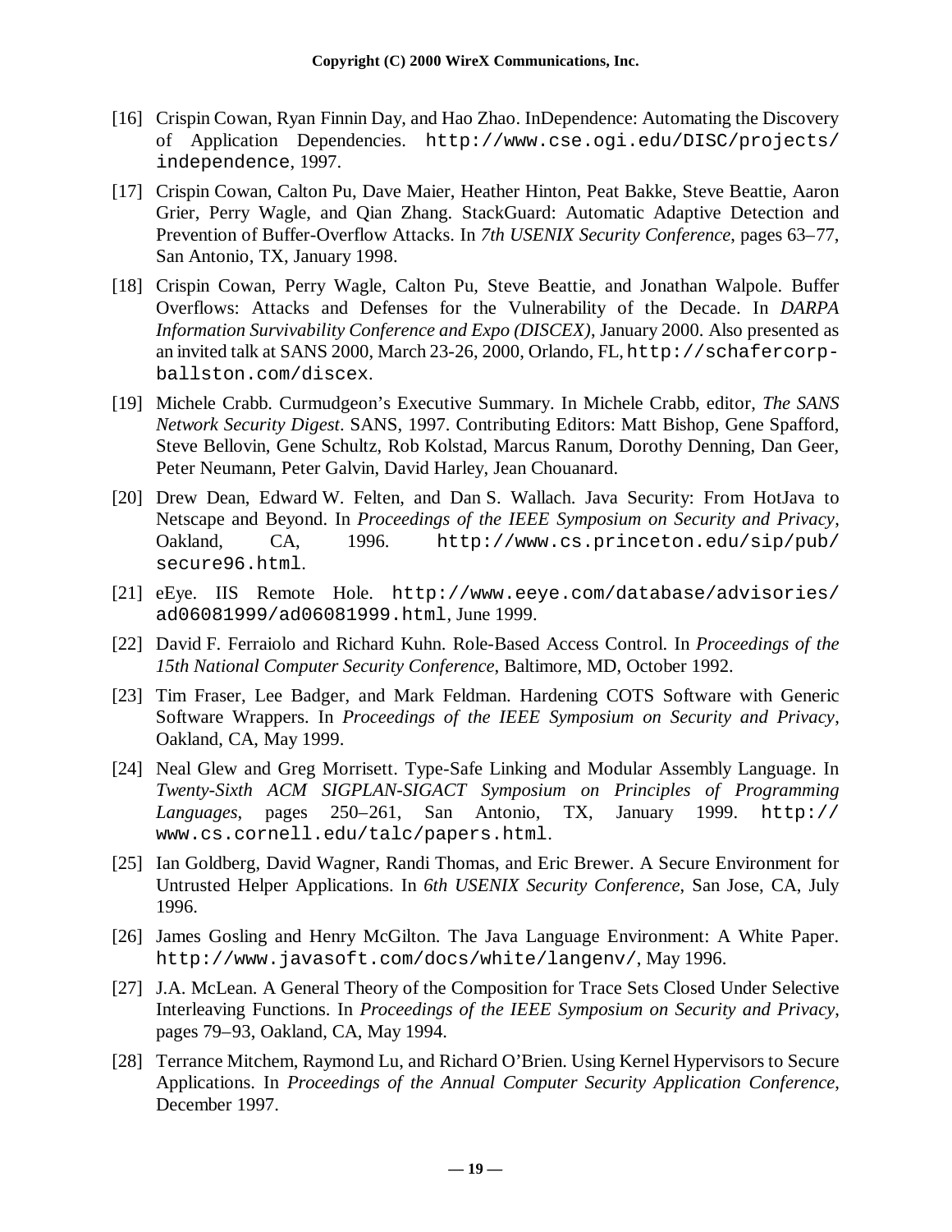[16] Crispin Cowan, Ryan Finnin Day, and Hao Zhao. InDependence: Automating the Discovery of Application Dependencies. `http://www.cse.ogi.edu/DISC/projects/independence`, 1997.

[17] Crispin Cowan, Calton Pu, Dave Maier, Heather Hinton, Peat Bakke, Steve Beattie, Aaron Grier, Perry Wagle, and Qian Zhang. StackGuard: Automatic Adaptive Detection and Prevention of Buffer-Overflow Attacks. In *7th USENIX Security Conference*, pages 63–77, San Antonio, TX, January 1998.

[18] Crispin Cowan, Perry Wagle, Calton Pu, Steve Beattie, and Jonathan Walpole. Buffer Overflows: Attacks and Defenses for the Vulnerability of the Decade. In *DARPA Information Survivability Conference and Expo (DISCEX)*, January 2000. Also presented as an invited talk at SANS 2000, March 23-26, 2000, Orlando, FL, `http://schafercorp-ballston.com/discex`.

[19] Michele Crabb. Curmudgeon's Executive Summary. In Michele Crabb, editor, *The SANS Network Security Digest*. SANS, 1997. Contributing Editors: Matt Bishop, Gene Spafford, Steve Bellovin, Gene Schultz, Rob Kolstad, Marcus Ranum, Dorothy Denning, Dan Geer, Peter Neumann, Peter Galvin, David Harley, Jean Chouanard.

[20] Drew Dean, Edward W. Felten, and Dan S. Wallach. Java Security: From HotJava to Netscape and Beyond. In *Proceedings of the IEEE Symposium on Security and Privacy*, Oakland, CA, 1996. `http://www.cs.princeton.edu/sip/pub/secure96.html`.

[21] eEye. IIS Remote Hole. `http://www.eeye.com/database/advisories/ad06081999/ad06081999.html`, June 1999.

[22] David F. Ferraiolo and Richard Kuhn. Role-Based Access Control. In *Proceedings of the 15th National Computer Security Conference*, Baltimore, MD, October 1992.

[23] Tim Fraser, Lee Badger, and Mark Feldman. Hardening COTS Software with Generic Software Wrappers. In *Proceedings of the IEEE Symposium on Security and Privacy*, Oakland, CA, May 1999.

[24] Neal Glew and Greg Morrisett. Type-Safe Linking and Modular Assembly Language. In *Twenty-Sixth ACM SIGPLAN-SIGACT Symposium on Principles of Programming Languages*, pages 250–261, San Antonio, TX, January 1999. `http://www.cs.cornell.edu/talc/papers.html`.

[25] Ian Goldberg, David Wagner, Randi Thomas, and Eric Brewer. A Secure Environment for Untrusted Helper Applications. In *6th USENIX Security Conference*, San Jose, CA, July 1996.

[26] James Gosling and Henry McGilton. The Java Language Environment: A White Paper. `http://www.javasoft.com/docs/white/langenv/`, May 1996.

[27] J.A. McLean. A General Theory of the Composition for Trace Sets Closed Under Selective Interleaving Functions. In *Proceedings of the IEEE Symposium on Security and Privacy*, pages 79–93, Oakland, CA, May 1994.

[28] Terrance Mitchem, Raymond Lu, and Richard O'Brien. Using Kernel Hypervisors to Secure Applications. In *Proceedings of the Annual Computer Security Application Conference*, December 1997.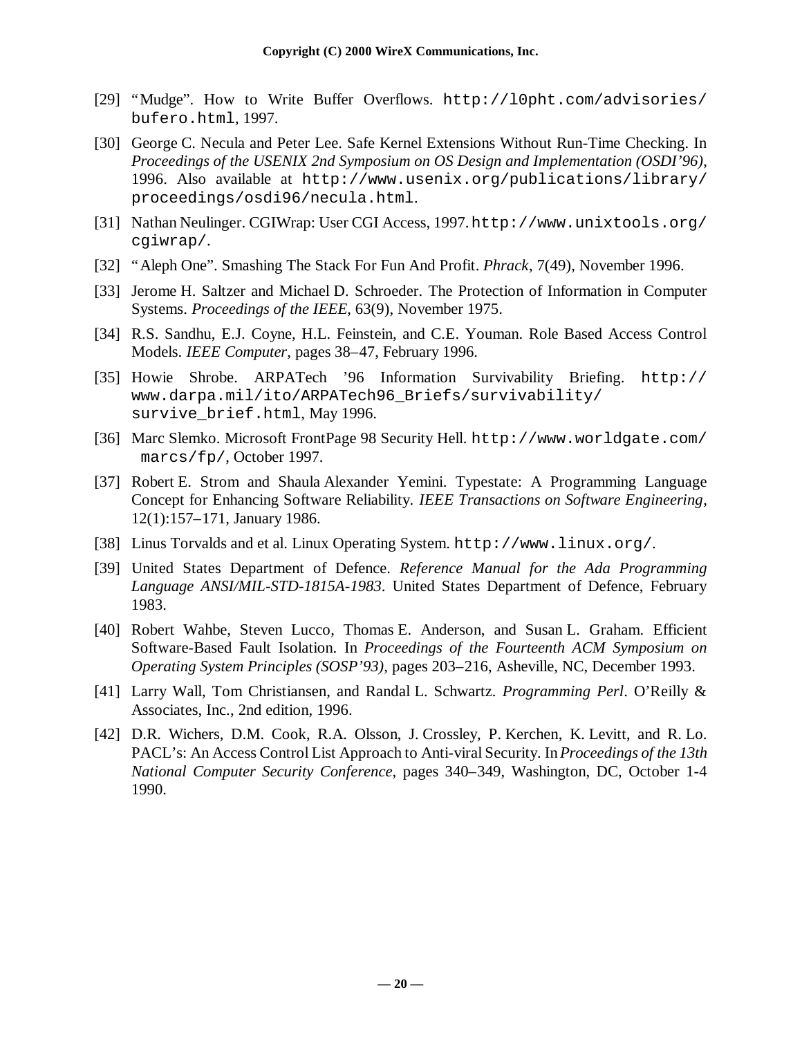[29] "Mudge". How to Write Buffer Overflows. http://l0pht.com/advisories/bufero.html, 1997.

[30] George C. Necula and Peter Lee. Safe Kernel Extensions Without Run-Time Checking. In *Proceedings of the USENIX 2nd Symposium on OS Design and Implementation (OSDI'96)*, 1996. Also available at http://www.usenix.org/publications/library/proceedings/osdi96/necula.html.

[31] Nathan Neulinger. CGIWrap: User CGI Access, 1997. http://www.unixtools.org/cgiwrap/.

[32] "Aleph One". Smashing The Stack For Fun And Profit. *Phrack*, 7(49), November 1996.

[33] Jerome H. Saltzer and Michael D. Schroeder. The Protection of Information in Computer Systems. *Proceedings of the IEEE*, 63(9), November 1975.

[34] R.S. Sandhu, E.J. Coyne, H.L. Feinstein, and C.E. Youman. Role Based Access Control Models. *IEEE Computer*, pages 38–47, February 1996.

[35] Howie Shrobe. ARPATech '96 Information Survivability Briefing. http://www.darpa.mil/ito/ARPATech96_Briefs/survivability/survive_brief.html, May 1996.

[36] Marc Slemko. Microsoft FrontPage 98 Security Hell. http://www.worldgate.com/marcs/fp/, October 1997.

[37] Robert E. Strom and Shaula Alexander Yemini. Typestate: A Programming Language Concept for Enhancing Software Reliability. *IEEE Transactions on Software Engineering*, 12(1):157–171, January 1986.

[38] Linus Torvalds and et al. Linux Operating System. http://www.linux.org/.

[39] United States Department of Defence. *Reference Manual for the Ada Programming Language ANSI/MIL-STD-1815A-1983*. United States Department of Defence, February 1983.

[40] Robert Wahbe, Steven Lucco, Thomas E. Anderson, and Susan L. Graham. Efficient Software-Based Fault Isolation. In *Proceedings of the Fourteenth ACM Symposium on Operating System Principles (SOSP'93)*, pages 203–216, Asheville, NC, December 1993.

[41] Larry Wall, Tom Christiansen, and Randal L. Schwartz. *Programming Perl*. O'Reilly & Associates, Inc., 2nd edition, 1996.

[42] D.R. Wichers, D.M. Cook, R.A. Olsson, J. Crossley, P. Kerchen, K. Levitt, and R. Lo. PACL's: An Access Control List Approach to Anti-viral Security. In *Proceedings of the 13th National Computer Security Conference*, pages 340–349, Washington, DC, October 1-4 1990.